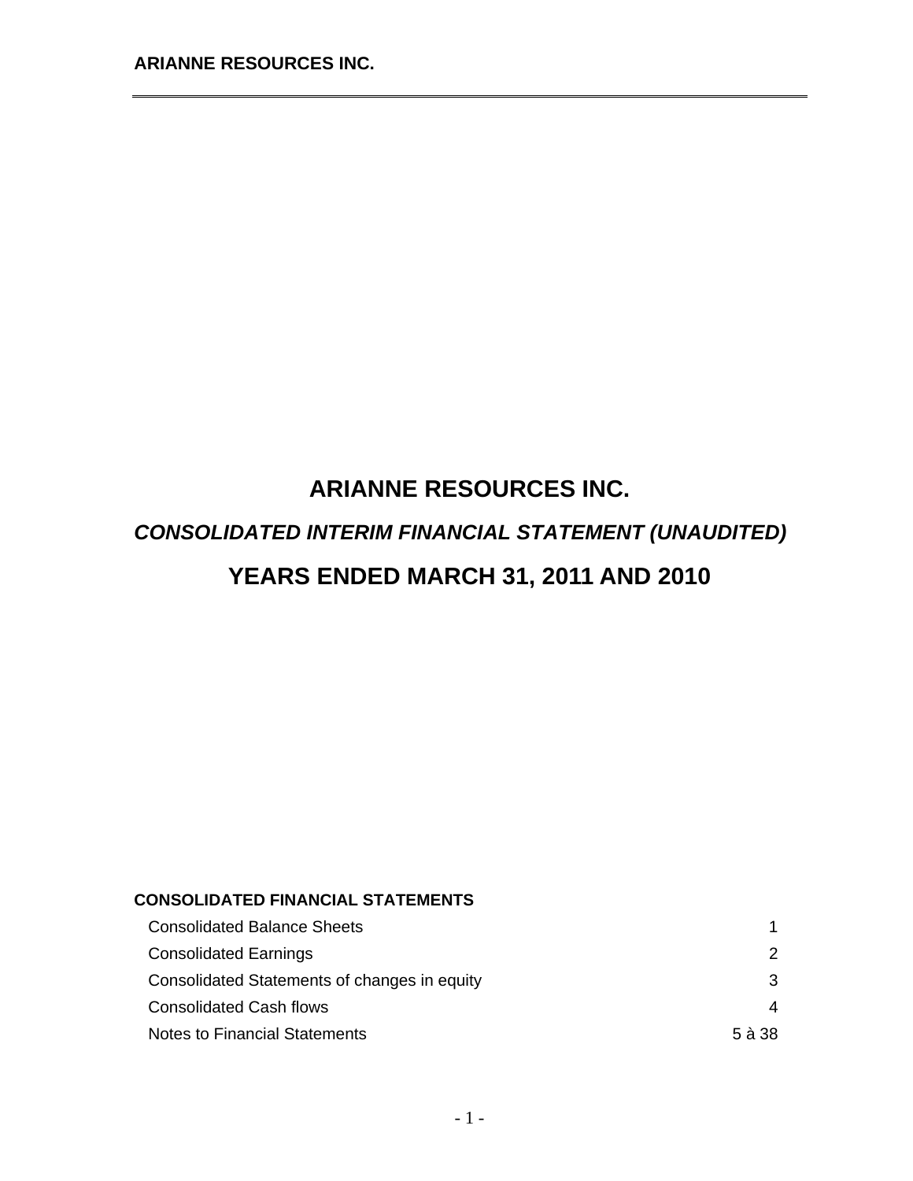# ARIANNE RESOURCES INC.

## *CONSOLIDATED INTERIM FINANCIAL STATEMENT (UNAUDITED)*

## YEARS ENDED MARCH 31, 2011 AND 2010

**CONSOLIDATED FINANCIAL STATEMENTS**

| | |
|---|---|
| Consolidated Balance Sheets | 1 |
| Consolidated Earnings | 2 |
| Consolidated Statements of changes in equity | 3 |
| Consolidated Cash flows | 4 |
| Notes to Financial Statements | 5 à 38 |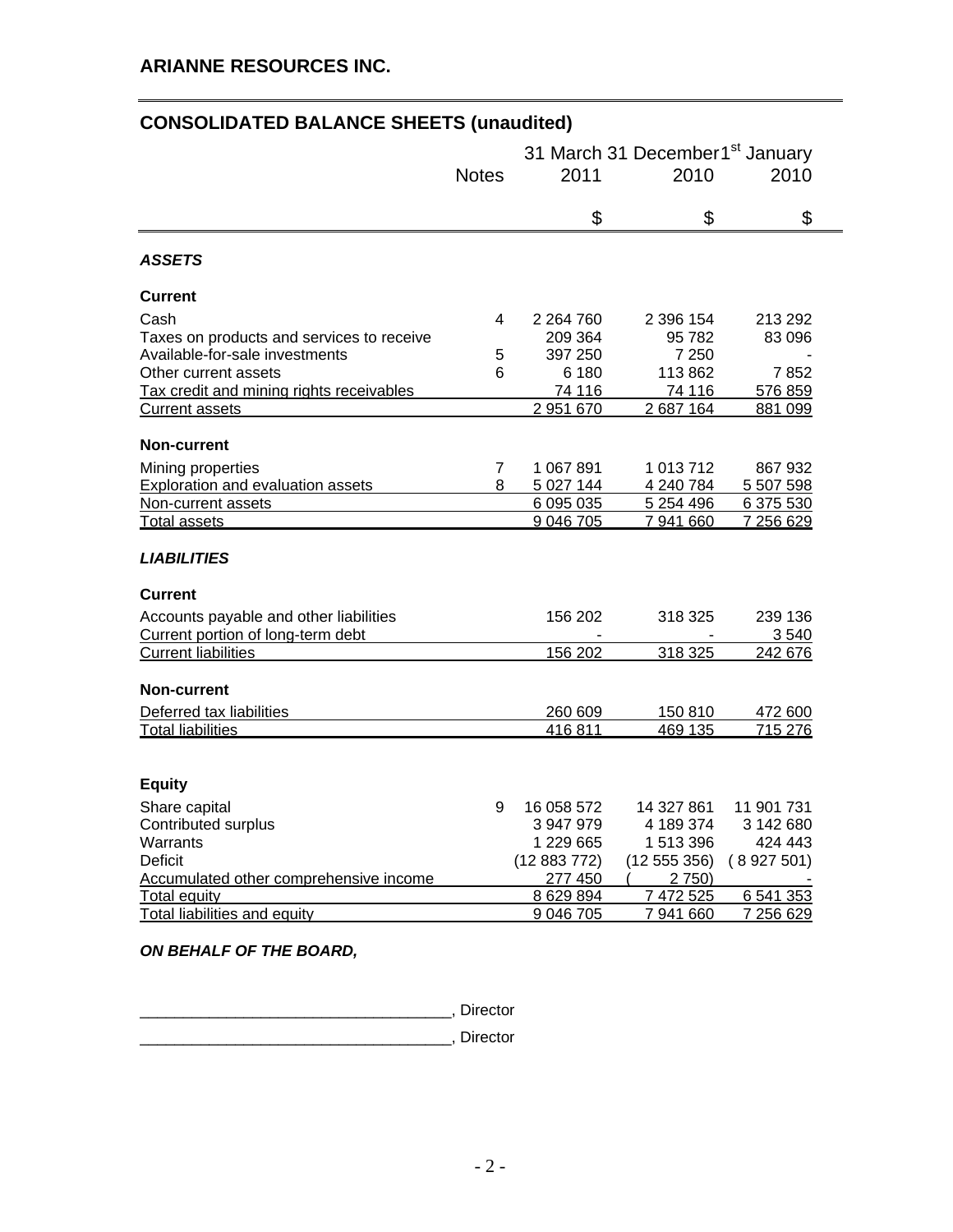## ARIANNE RESOURCES INC.

## CONSOLIDATED BALANCE SHEETS (unaudited)

| | Notes | 31 March 2011 | 31 December 2010 | 1st January 2010 |
|---|---|---|---|---|
| | | $ | $ | $ |
| ***ASSETS*** | | | | |
| **Current** | | | | |
| Cash | 4 | 2 264 760 | 2 396 154 | 213 292 |
| Taxes on products and services to receive | | 209 364 | 95 782 | 83 096 |
| Available-for-sale investments | 5 | 397 250 | 7 250 | - |
| Other current assets | 6 | 6 180 | 113 862 | 7 852 |
| Tax credit and mining rights receivables | | 74 116 | 74 116 | 576 859 |
| Current assets | | 2 951 670 | 2 687 164 | 881 099 |
| **Non-current** | | | | |
| Mining properties | 7 | 1 067 891 | 1 013 712 | 867 932 |
| Exploration and evaluation assets | 8 | 5 027 144 | 4 240 784 | 5 507 598 |
| Non-current assets | | 6 095 035 | 5 254 496 | 6 375 530 |
| Total assets | | 9 046 705 | 7 941 660 | 7 256 629 |
| ***LIABILITIES*** | | | | |
| **Current** | | | | |
| Accounts payable and other liabilities | | 156 202 | 318 325 | 239 136 |
| Current portion of long-term debt | | - | - | 3 540 |
| Current liabilities | | 156 202 | 318 325 | 242 676 |
| **Non-current** | | | | |
| Deferred tax liabilities | | 260 609 | 150 810 | 472 600 |
| Total liabilities | | 416 811 | 469 135 | 715 276 |
| **Equity** | | | | |
| Share capital | 9 | 16 058 572 | 14 327 861 | 11 901 731 |
| Contributed surplus | | 3 947 979 | 4 189 374 | 3 142 680 |
| Warrants | | 1 229 665 | 1 513 396 | 424 443 |
| Deficit | | (12 883 772) | (12 555 356) | (8 927 501) |
| Accumulated other comprehensive income | | 277 450 | (2 750) | - |
| Total equity | | 8 629 894 | 7 472 525 | 6 541 353 |
| Total liabilities and equity | | 9 046 705 | 7 941 660 | 7 256 629 |

***ON BEHALF OF THE BOARD,***

___________________________________, Director

___________________________________, Director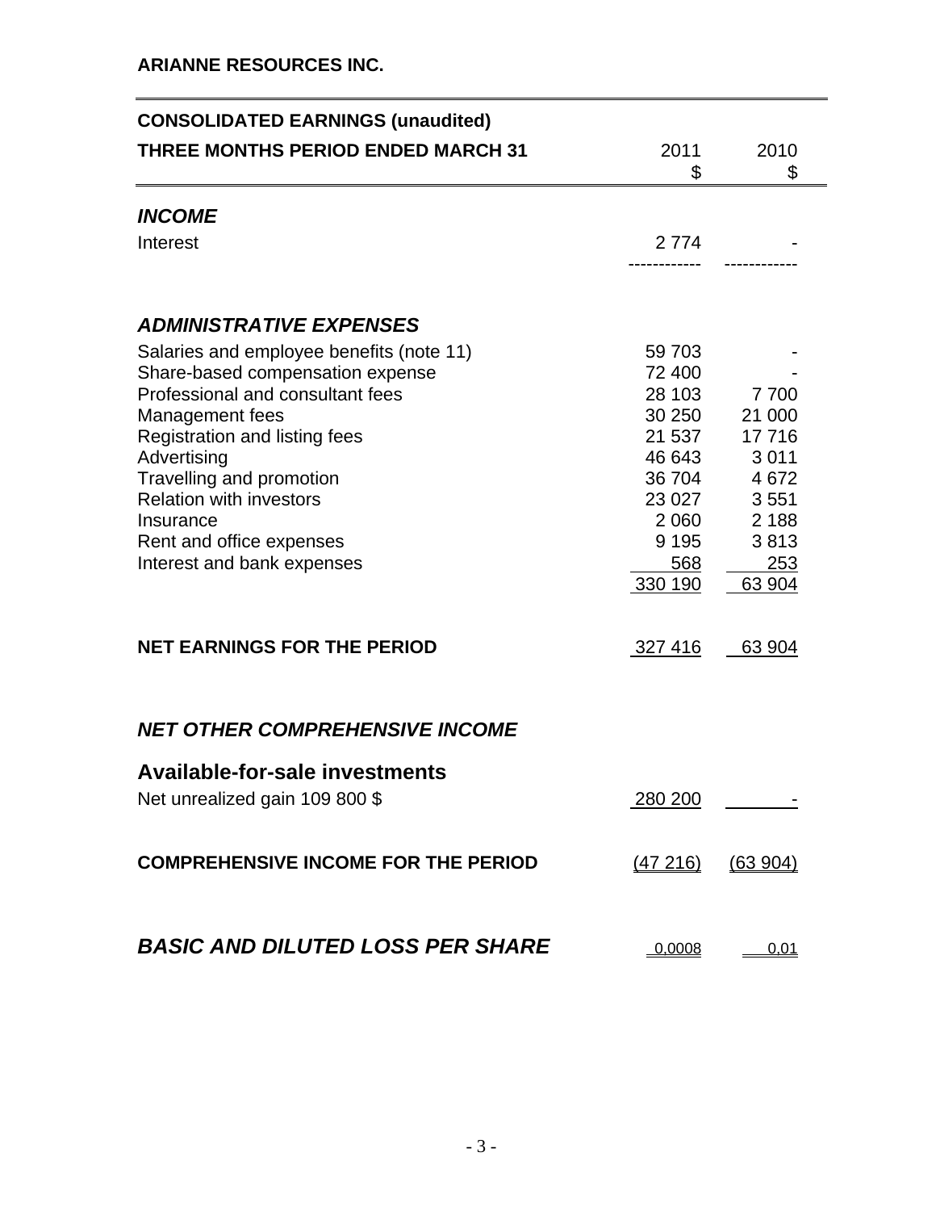**ARIANNE RESOURCES INC.**

| CONSOLIDATED EARNINGS (unaudited)<br>THREE MONTHS PERIOD ENDED MARCH 31 | 2011<br>$ | 2010<br>$ |
|---|---|---|
| ***INCOME*** | | |
| Interest | 2 774 | - |
| ***ADMINISTRATIVE EXPENSES*** | | |
| Salaries and employee benefits (note 11) | 59 703 | - |
| Share-based compensation expense | 72 400 | - |
| Professional and consultant fees | 28 103 | 7 700 |
| Management fees | 30 250 | 21 000 |
| Registration and listing fees | 21 537 | 17 716 |
| Advertising | 46 643 | 3 011 |
| Travelling and promotion | 36 704 | 4 672 |
| Relation with investors | 23 027 | 3 551 |
| Insurance | 2 060 | 2 188 |
| Rent and office expenses | 9 195 | 3 813 |
| Interest and bank expenses | 568 | 253 |
| | 330 190 | 63 904 |
| **NET EARNINGS FOR THE PERIOD** | 327 416 | 63 904 |
| ***NET OTHER COMPREHENSIVE INCOME*** | | |
| **Available-for-sale investments** | | |
| Net unrealized gain 109 800 $ | 280 200 | - |
| **COMPREHENSIVE INCOME FOR THE PERIOD** | (47 216) | (63 904) |
| ***BASIC AND DILUTED LOSS PER SHARE*** | 0,0008 | 0,01 |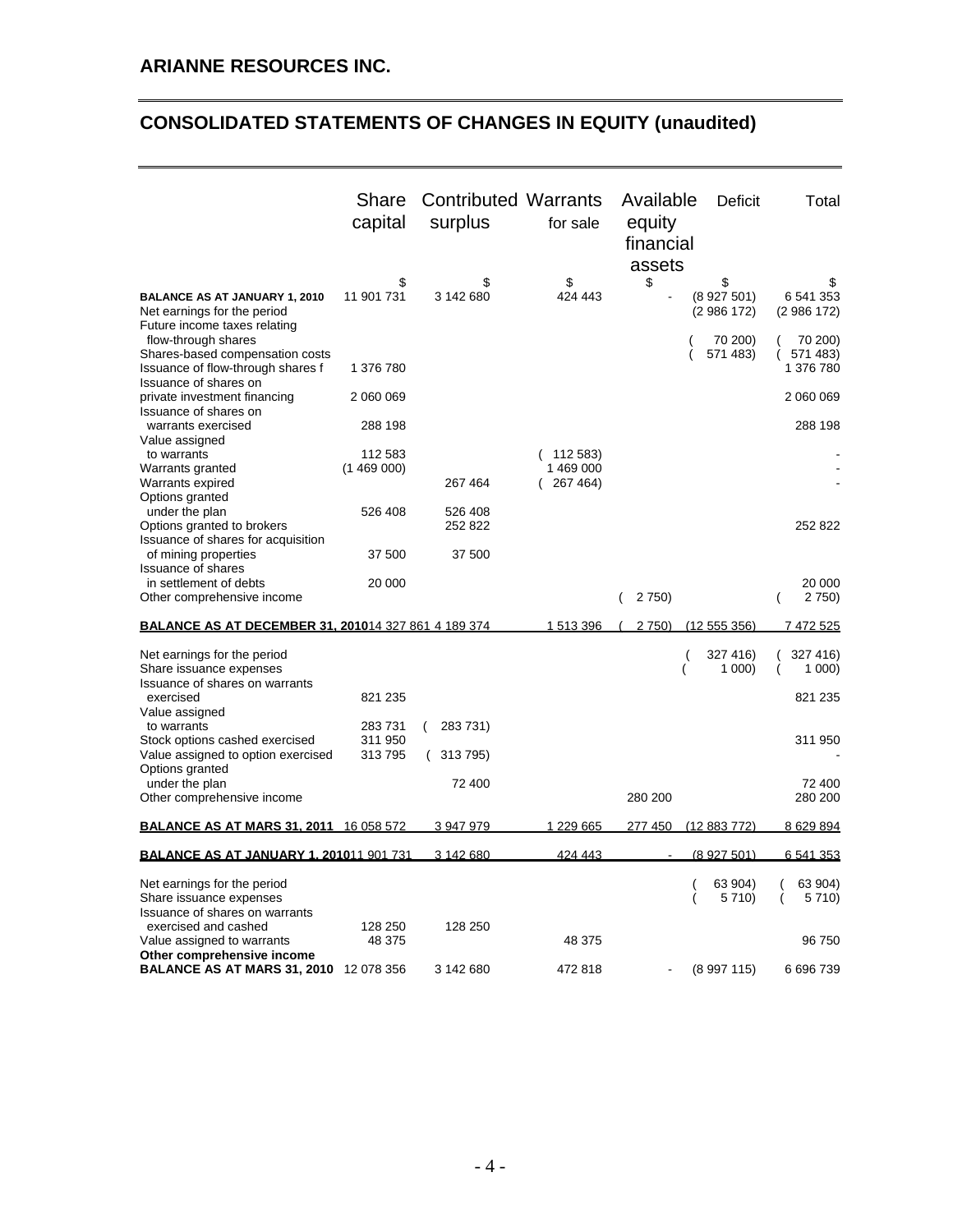## ARIANNE RESOURCES INC.

# CONSOLIDATED STATEMENTS OF CHANGES IN EQUITY (unaudited)

| | Share capital | Contributed surplus | Warrants for sale | Available equity financial assets | Deficit | Total |
|---|---|---|---|---|---|---|
| | $ | $ | $ | $ | $ | $ |
| **BALANCE AS AT JANUARY 1, 2010** | 11 901 731 | 3 142 680 | 424 443 | - | (8 927 501) | 6 541 353 |
| Net earnings for the period | | | | | (2 986 172) | (2 986 172) |
| Future income taxes relating flow-through shares | | | | | ( 70 200) | ( 70 200) |
| Shares-based compensation costs | | | | | ( 571 483) | ( 571 483) |
| Issuance of flow-through shares f | 1 376 780 | | | | | 1 376 780 |
| Issuance of shares on private investment financing | 2 060 069 | | | | | 2 060 069 |
| Issuance of shares on warrants exercised | 288 198 | | | | | 288 198 |
| Value assigned to warrants | 112 583 | | ( 112 583) | | | - |
| Warrants granted | (1 469 000) | | 1 469 000 | | | - |
| Warrants expired | | 267 464 | ( 267 464) | | | - |
| Options granted under the plan | 526 408 | 526 408 | | | | |
| Options granted to brokers | | 252 822 | | | | 252 822 |
| Issuance of shares for acquisition of mining properties | 37 500 | 37 500 | | | | |
| Issuance of shares in settlement of debts | 20 000 | | | | | 20 000 |
| Other comprehensive income | | | | ( 2 750) | | ( 2 750) |
| **BALANCE AS AT DECEMBER 31, 2010** | 14 327 861 | 4 189 374 | 1 513 396 | ( 2 750) | (12 555 356) | 7 472 525 |
| Net earnings for the period | | | | | ( 327 416) | ( 327 416) |
| Share issuance expenses | | | | | ( 1 000) | ( 1 000) |
| Issuance of shares on warrants exercised | 821 235 | | | | | 821 235 |
| Value assigned to warrants | 283 731 | ( 283 731) | | | | |
| Stock options cashed exercised | 311 950 | | | | | 311 950 |
| Value assigned to option exercised | 313 795 | ( 313 795) | | | | - |
| Options granted under the plan | | 72 400 | | | | 72 400 |
| Other comprehensive income | | | | 280 200 | | 280 200 |
| **BALANCE AS AT MARS 31, 2011** | 16 058 572 | 3 947 979 | 1 229 665 | 277 450 | (12 883 772) | 8 629 894 |
| **BALANCE AS AT JANUARY 1, 2010** | 11 901 731 | 3 142 680 | 424 443 | - | (8 927 501) | 6 541 353 |
| Net earnings for the period | | | | | ( 63 904) | ( 63 904) |
| Share issuance expenses | | | | | ( 5 710) | ( 5 710) |
| Issuance of shares on warrants exercised and cashed | 128 250 | 128 250 | | | | |
| Value assigned to warrants | 48 375 | | 48 375 | | | 96 750 |
| **Other comprehensive income** | | | | | | |
| **BALANCE AS AT MARS 31, 2010** | 12 078 356 | 3 142 680 | 472 818 | - | (8 997 115) | 6 696 739 |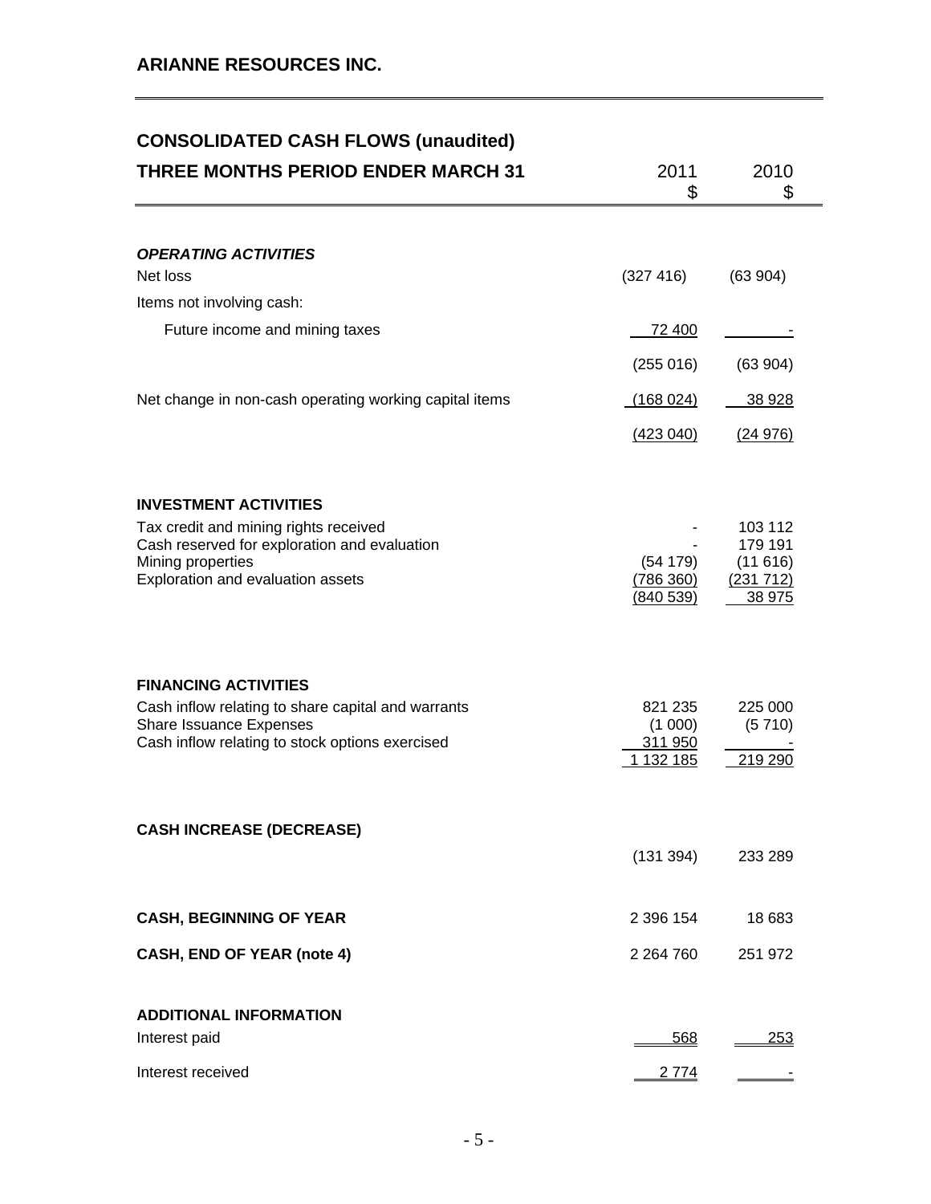## ARIANNE RESOURCES INC.

## CONSOLIDATED CASH FLOWS (unaudited)

| THREE MONTHS PERIOD ENDER MARCH 31 | 2011 $ | 2010 $ |
|---|---|---|
| ***OPERATING ACTIVITIES*** | | |
| Net loss | (327 416) | (63 904) |
| Items not involving cash: | | |
| Future income and mining taxes | 72 400 | - |
| | (255 016) | (63 904) |
| Net change in non-cash operating working capital items | (168 024) | 38 928 |
| | (423 040) | (24 976) |
| **INVESTMENT ACTIVITIES** | | |
| Tax credit and mining rights received | - | 103 112 |
| Cash reserved for exploration and evaluation | - | 179 191 |
| Mining properties | (54 179) | (11 616) |
| Exploration and evaluation assets | (786 360) | (231 712) |
| | (840 539) | 38 975 |
| **FINANCING ACTIVITIES** | | |
| Cash inflow relating to share capital and warrants | 821 235 | 225 000 |
| Share Issuance Expenses | (1 000) | (5 710) |
| Cash inflow relating to stock options exercised | 311 950 | - |
| | 1 132 185 | 219 290 |
| **CASH INCREASE (DECREASE)** | (131 394) | 233 289 |
| **CASH, BEGINNING OF YEAR** | 2 396 154 | 18 683 |
| **CASH, END OF YEAR (note 4)** | 2 264 760 | 251 972 |
| **ADDITIONAL INFORMATION** | | |
| Interest paid | 568 | 253 |
| Interest received | 2 774 | - |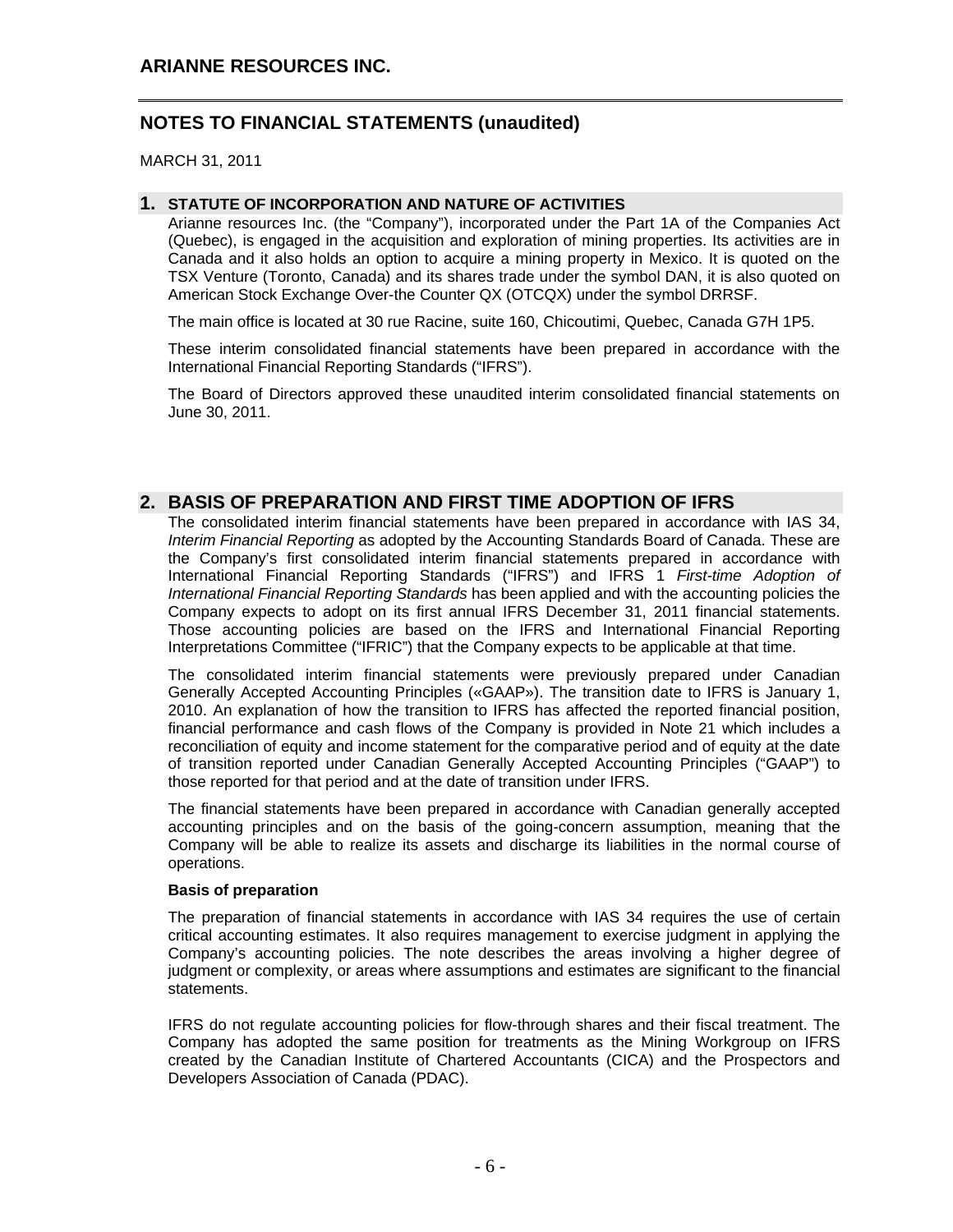# ARIANNE RESOURCES INC.

## NOTES TO FINANCIAL STATEMENTS (unaudited)

MARCH 31, 2011

### 1. STATUTE OF INCORPORATION AND NATURE OF ACTIVITIES

Arianne resources Inc. (the "Company"), incorporated under the Part 1A of the Companies Act (Quebec), is engaged in the acquisition and exploration of mining properties. Its activities are in Canada and it also holds an option to acquire a mining property in Mexico. It is quoted on the TSX Venture (Toronto, Canada) and its shares trade under the symbol DAN, it is also quoted on American Stock Exchange Over-the Counter QX (OTCQX) under the symbol DRRSF.

The main office is located at 30 rue Racine, suite 160, Chicoutimi, Quebec, Canada G7H 1P5.

These interim consolidated financial statements have been prepared in accordance with the International Financial Reporting Standards ("IFRS").

The Board of Directors approved these unaudited interim consolidated financial statements on June 30, 2011.

## 2. BASIS OF PREPARATION AND FIRST TIME ADOPTION OF IFRS

The consolidated interim financial statements have been prepared in accordance with IAS 34, *Interim Financial Reporting* as adopted by the Accounting Standards Board of Canada. These are the Company's first consolidated interim financial statements prepared in accordance with International Financial Reporting Standards ("IFRS") and IFRS 1 *First-time Adoption of International Financial Reporting Standards* has been applied and with the accounting policies the Company expects to adopt on its first annual IFRS December 31, 2011 financial statements. Those accounting policies are based on the IFRS and International Financial Reporting Interpretations Committee ("IFRIC") that the Company expects to be applicable at that time.

The consolidated interim financial statements were previously prepared under Canadian Generally Accepted Accounting Principles («GAAP»). The transition date to IFRS is January 1, 2010. An explanation of how the transition to IFRS has affected the reported financial position, financial performance and cash flows of the Company is provided in Note 21 which includes a reconciliation of equity and income statement for the comparative period and of equity at the date of transition reported under Canadian Generally Accepted Accounting Principles ("GAAP") to those reported for that period and at the date of transition under IFRS.

The financial statements have been prepared in accordance with Canadian generally accepted accounting principles and on the basis of the going-concern assumption, meaning that the Company will be able to realize its assets and discharge its liabilities in the normal course of operations.

**Basis of preparation**

The preparation of financial statements in accordance with IAS 34 requires the use of certain critical accounting estimates. It also requires management to exercise judgment in applying the Company's accounting policies. The note describes the areas involving a higher degree of judgment or complexity, or areas where assumptions and estimates are significant to the financial statements.

IFRS do not regulate accounting policies for flow-through shares and their fiscal treatment. The Company has adopted the same position for treatments as the Mining Workgroup on IFRS created by the Canadian Institute of Chartered Accountants (CICA) and the Prospectors and Developers Association of Canada (PDAC).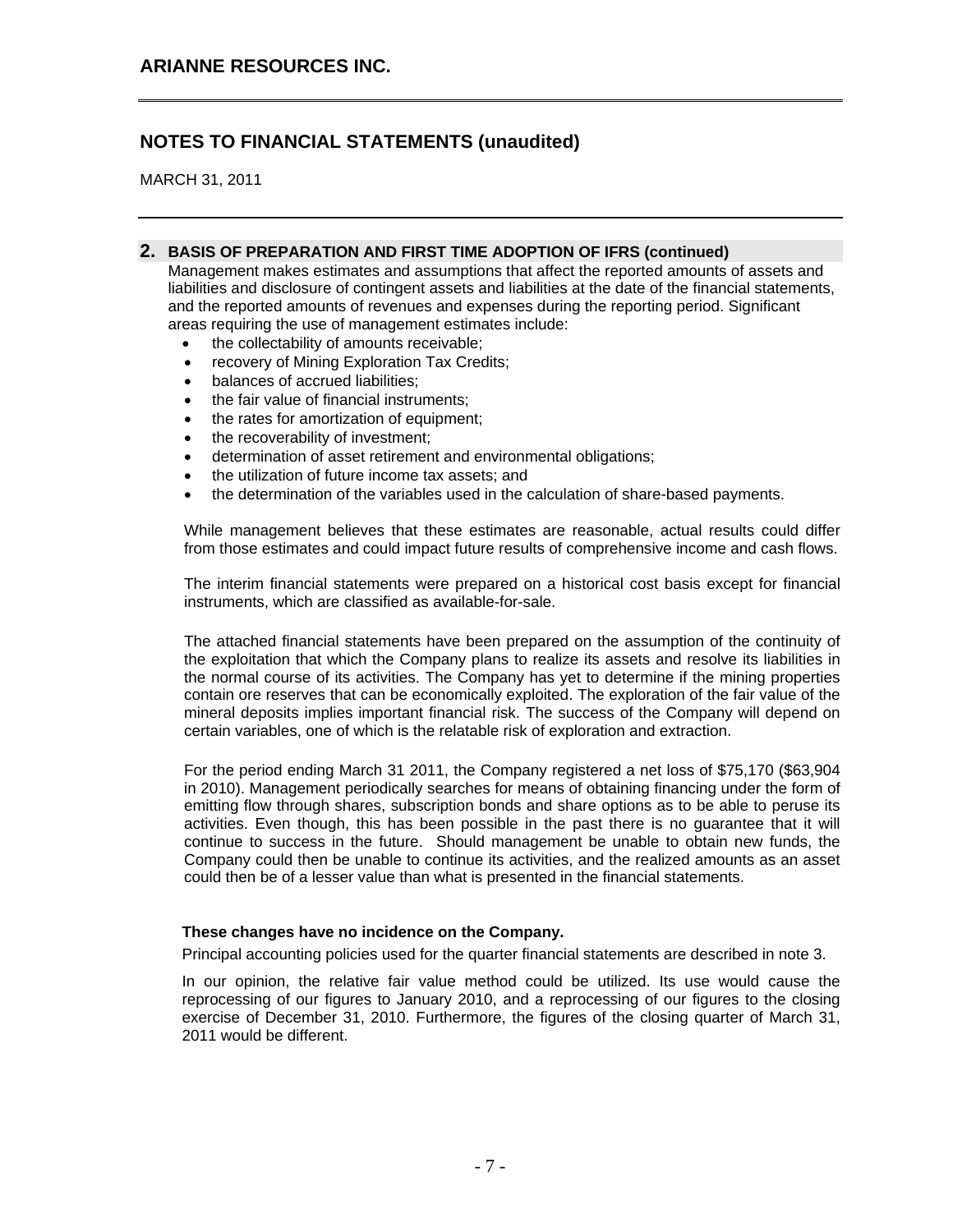## 2. BASIS OF PREPARATION AND FIRST TIME ADOPTION OF IFRS (continued)

Management makes estimates and assumptions that affect the reported amounts of assets and liabilities and disclosure of contingent assets and liabilities at the date of the financial statements, and the reported amounts of revenues and expenses during the reporting period. Significant areas requiring the use of management estimates include:

- the collectability of amounts receivable;
- recovery of Mining Exploration Tax Credits;
- balances of accrued liabilities;
- the fair value of financial instruments;
- the rates for amortization of equipment;
- the recoverability of investment;
- determination of asset retirement and environmental obligations;
- the utilization of future income tax assets; and
- the determination of the variables used in the calculation of share-based payments.

While management believes that these estimates are reasonable, actual results could differ from those estimates and could impact future results of comprehensive income and cash flows.

The interim financial statements were prepared on a historical cost basis except for financial instruments, which are classified as available-for-sale.

The attached financial statements have been prepared on the assumption of the continuity of the exploitation that which the Company plans to realize its assets and resolve its liabilities in the normal course of its activities. The Company has yet to determine if the mining properties contain ore reserves that can be economically exploited. The exploration of the fair value of the mineral deposits implies important financial risk. The success of the Company will depend on certain variables, one of which is the relatable risk of exploration and extraction.

For the period ending March 31 2011, the Company registered a net loss of $75,170 ($63,904 in 2010). Management periodically searches for means of obtaining financing under the form of emitting flow through shares, subscription bonds and share options as to be able to peruse its activities. Even though, this has been possible in the past there is no guarantee that it will continue to success in the future. Should management be unable to obtain new funds, the Company could then be unable to continue its activities, and the realized amounts as an asset could then be of a lesser value than what is presented in the financial statements.

**These changes have no incidence on the Company.**

Principal accounting policies used for the quarter financial statements are described in note 3.

In our opinion, the relative fair value method could be utilized. Its use would cause the reprocessing of our figures to January 2010, and a reprocessing of our figures to the closing exercise of December 31, 2010. Furthermore, the figures of the closing quarter of March 31, 2011 would be different.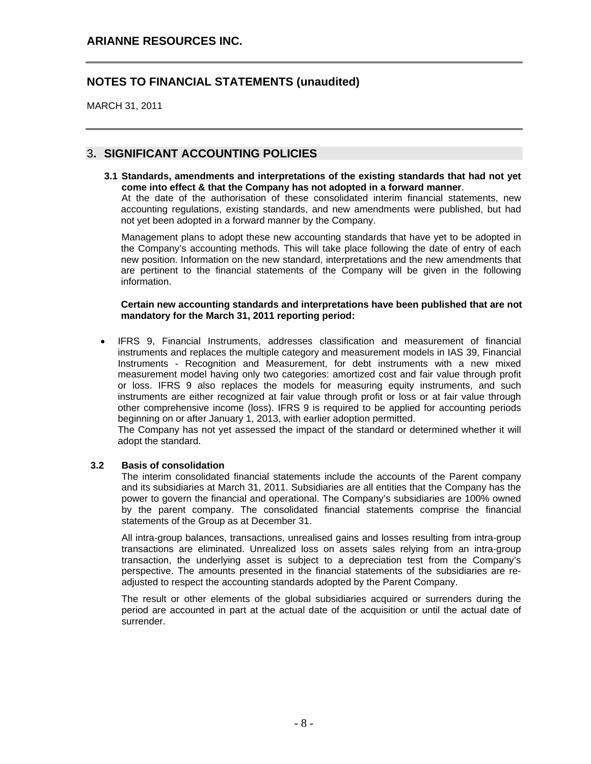## 3. SIGNIFICANT ACCOUNTING POLICIES

### 3.1 Standards, amendments and interpretations of the existing standards that had not yet come into effect & that the Company has not adopted in a forward manner.

At the date of the authorisation of these consolidated interim financial statements, new accounting regulations, existing standards, and new amendments were published, but had not yet been adopted in a forward manner by the Company.

Management plans to adopt these new accounting standards that have yet to be adopted in the Company's accounting methods. This will take place following the date of entry of each new position. Information on the new standard, interpretations and the new amendments that are pertinent to the financial statements of the Company will be given in the following information.

**Certain new accounting standards and interpretations have been published that are not mandatory for the March 31, 2011 reporting period:**

- IFRS 9, Financial Instruments, addresses classification and measurement of financial instruments and replaces the multiple category and measurement models in IAS 39, Financial Instruments - Recognition and Measurement, for debt instruments with a new mixed measurement model having only two categories: amortized cost and fair value through profit or loss. IFRS 9 also replaces the models for measuring equity instruments, and such instruments are either recognized at fair value through profit or loss or at fair value through other comprehensive income (loss). IFRS 9 is required to be applied for accounting periods beginning on or after January 1, 2013, with earlier adoption permitted.
  The Company has not yet assessed the impact of the standard or determined whether it will adopt the standard.

### 3.2 Basis of consolidation

The interim consolidated financial statements include the accounts of the Parent company and its subsidiaries at March 31, 2011. Subsidiaries are all entities that the Company has the power to govern the financial and operational. The Company's subsidiaries are 100% owned by the parent company. The consolidated financial statements comprise the financial statements of the Group as at December 31.

All intra-group balances, transactions, unrealised gains and losses resulting from intra-group transactions are eliminated. Unrealized loss on assets sales relying from an intra-group transaction, the underlying asset is subject to a depreciation test from the Company's perspective. The amounts presented in the financial statements of the subsidiaries are re-adjusted to respect the accounting standards adopted by the Parent Company.

The result or other elements of the global subsidiaries acquired or surrenders during the period are accounted in part at the actual date of the acquisition or until the actual date of surrender.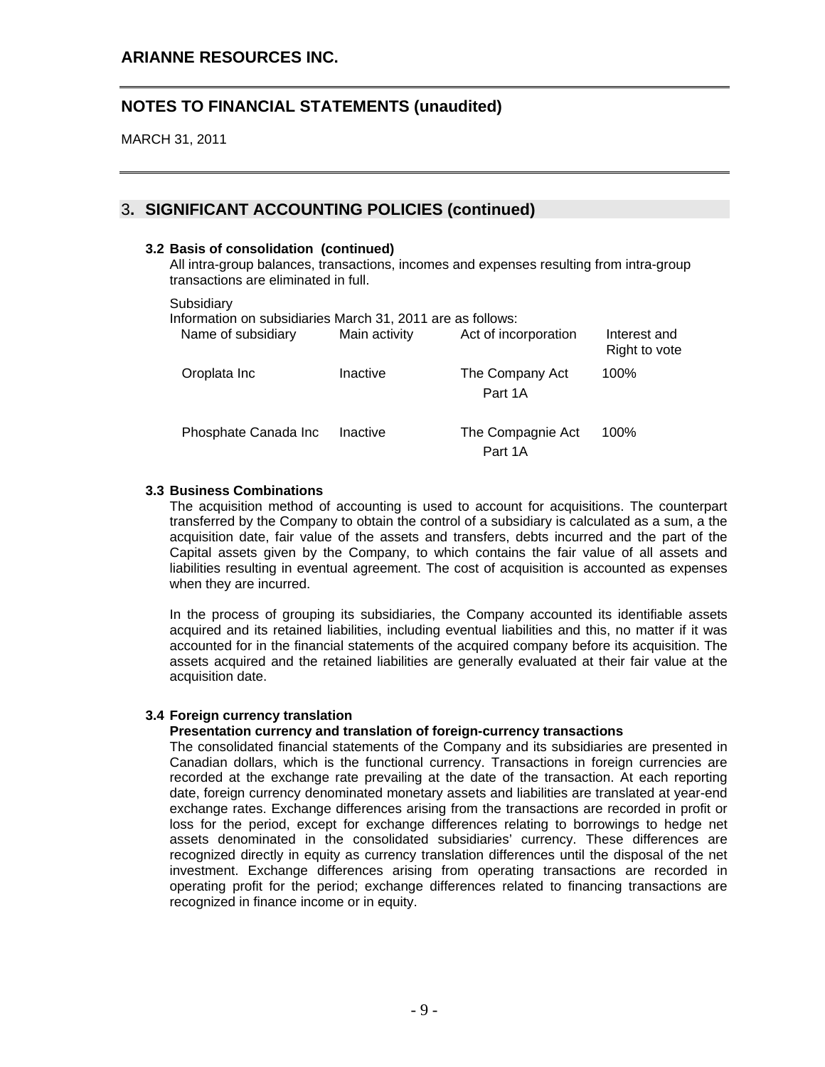## 3. SIGNIFICANT ACCOUNTING POLICIES (continued)

### 3.2 Basis of consolidation (continued)

All intra-group balances, transactions, incomes and expenses resulting from intra-group transactions are eliminated in full.

Subsidiary

Information on subsidiaries March 31, 2011 are as follows:

| Name of subsidiary | Main activity | Act of incorporation | Interest and Right to vote |
|---|---|---|---|
| Oroplata Inc | Inactive | The Company Act Part 1A | 100% |
| Phosphate Canada Inc | Inactive | The Compagnie Act Part 1A | 100% |

### 3.3 Business Combinations

The acquisition method of accounting is used to account for acquisitions. The counterpart transferred by the Company to obtain the control of a subsidiary is calculated as a sum, a the acquisition date, fair value of the assets and transfers, debts incurred and the part of the Capital assets given by the Company, to which contains the fair value of all assets and liabilities resulting in eventual agreement. The cost of acquisition is accounted as expenses when they are incurred.

In the process of grouping its subsidiaries, the Company accounted its identifiable assets acquired and its retained liabilities, including eventual liabilities and this, no matter if it was accounted for in the financial statements of the acquired company before its acquisition. The assets acquired and the retained liabilities are generally evaluated at their fair value at the acquisition date.

### 3.4 Foreign currency translation

**Presentation currency and translation of foreign-currency transactions**

The consolidated financial statements of the Company and its subsidiaries are presented in Canadian dollars, which is the functional currency. Transactions in foreign currencies are recorded at the exchange rate prevailing at the date of the transaction. At each reporting date, foreign currency denominated monetary assets and liabilities are translated at year-end exchange rates. Exchange differences arising from the transactions are recorded in profit or loss for the period, except for exchange differences relating to borrowings to hedge net assets denominated in the consolidated subsidiaries' currency. These differences are recognized directly in equity as currency translation differences until the disposal of the net investment. Exchange differences arising from operating transactions are recorded in operating profit for the period; exchange differences related to financing transactions are recognized in finance income or in equity.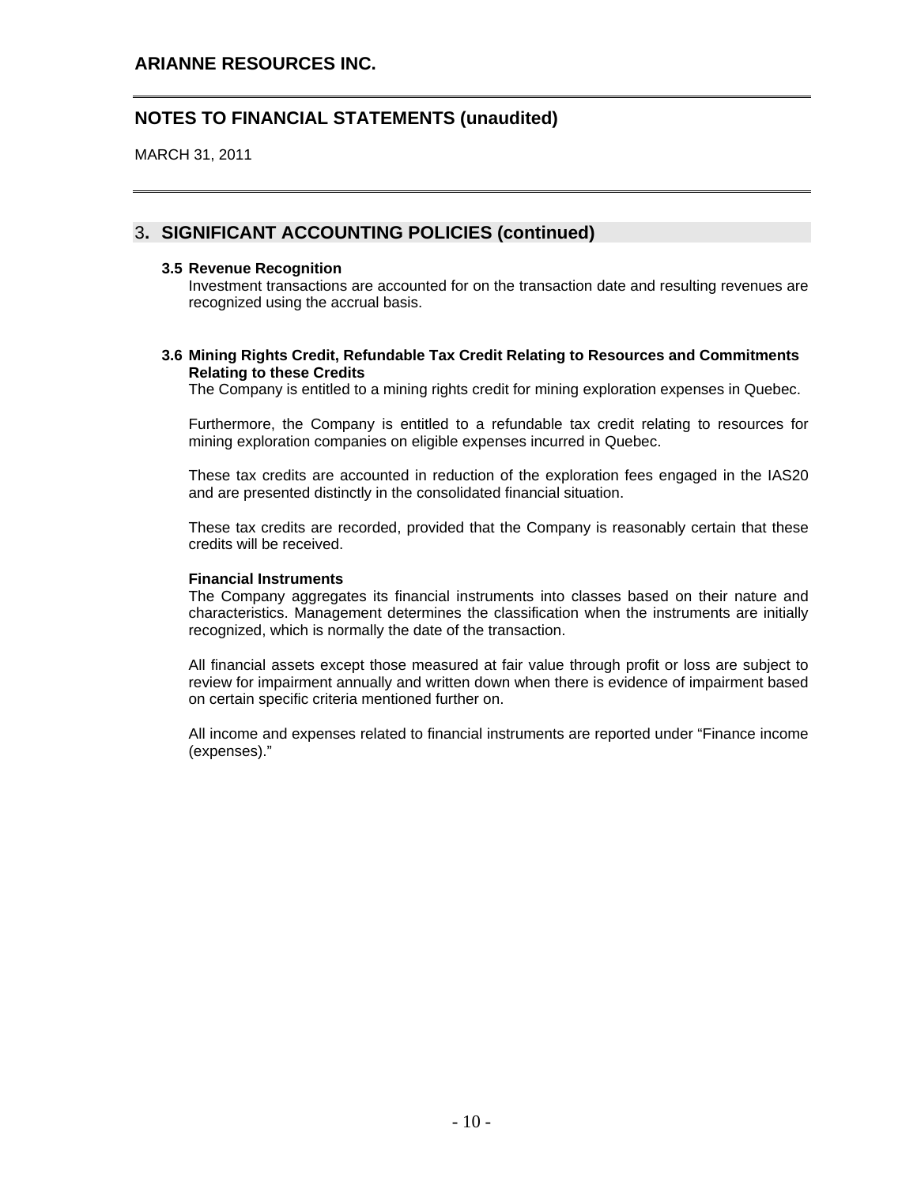# ARIANNE RESOURCES INC.

## NOTES TO FINANCIAL STATEMENTS (unaudited)

MARCH 31, 2011

## 3. SIGNIFICANT ACCOUNTING POLICIES (continued)

### 3.5 Revenue Recognition

Investment transactions are accounted for on the transaction date and resulting revenues are recognized using the accrual basis.

### 3.6 Mining Rights Credit, Refundable Tax Credit Relating to Resources and Commitments Relating to these Credits

The Company is entitled to a mining rights credit for mining exploration expenses in Quebec.

Furthermore, the Company is entitled to a refundable tax credit relating to resources for mining exploration companies on eligible expenses incurred in Quebec.

These tax credits are accounted in reduction of the exploration fees engaged in the IAS20 and are presented distinctly in the consolidated financial situation.

These tax credits are recorded, provided that the Company is reasonably certain that these credits will be received.

**Financial Instruments**

The Company aggregates its financial instruments into classes based on their nature and characteristics. Management determines the classification when the instruments are initially recognized, which is normally the date of the transaction.

All financial assets except those measured at fair value through profit or loss are subject to review for impairment annually and written down when there is evidence of impairment based on certain specific criteria mentioned further on.

All income and expenses related to financial instruments are reported under "Finance income (expenses)."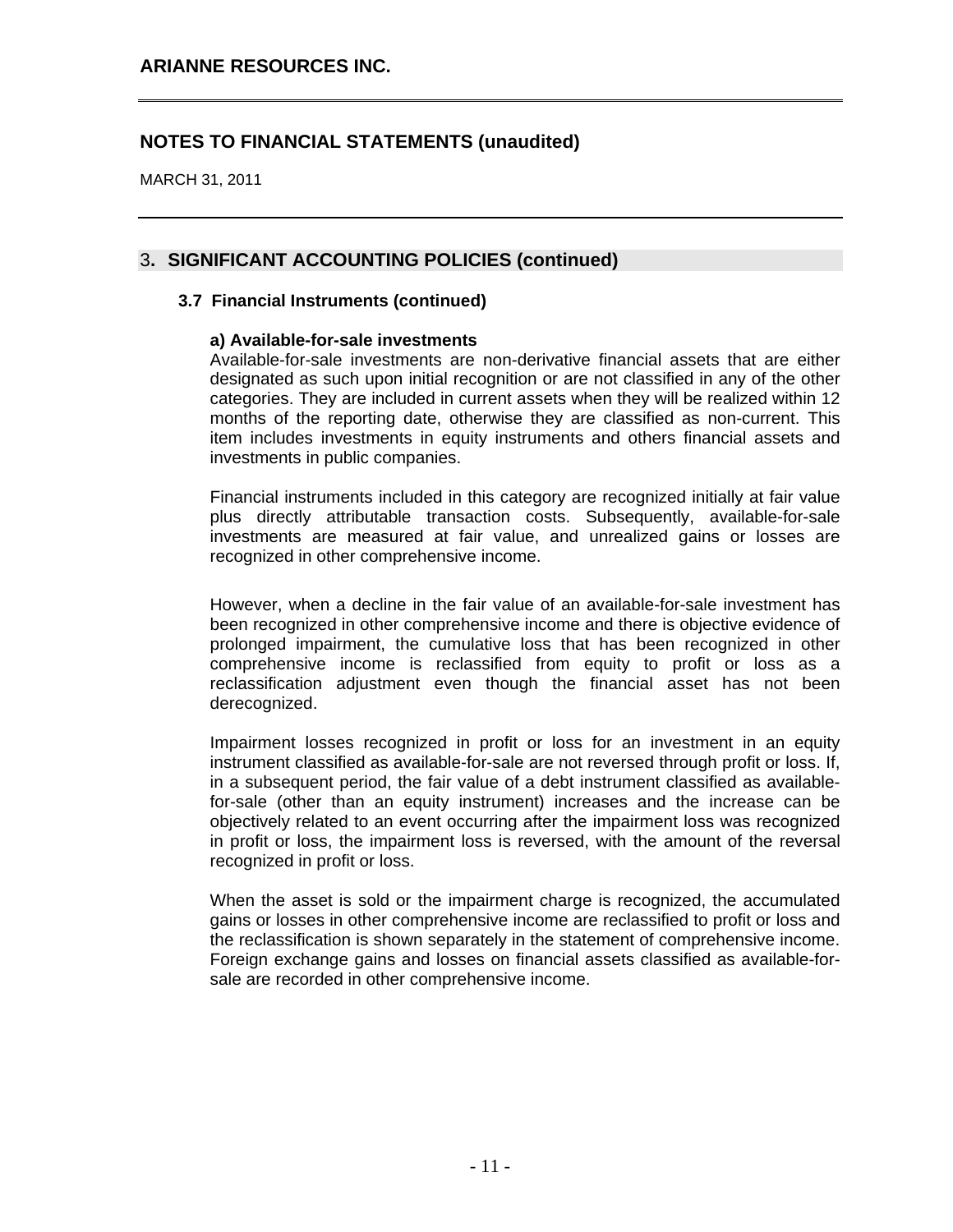# ARIANNE RESOURCES INC.

## NOTES TO FINANCIAL STATEMENTS (unaudited)

MARCH 31, 2011

## 3. SIGNIFICANT ACCOUNTING POLICIES (continued)

### 3.7 Financial Instruments (continued)

**a) Available-for-sale investments**

Available-for-sale investments are non-derivative financial assets that are either designated as such upon initial recognition or are not classified in any of the other categories. They are included in current assets when they will be realized within 12 months of the reporting date, otherwise they are classified as non-current. This item includes investments in equity instruments and others financial assets and investments in public companies.

Financial instruments included in this category are recognized initially at fair value plus directly attributable transaction costs. Subsequently, available-for-sale investments are measured at fair value, and unrealized gains or losses are recognized in other comprehensive income.

However, when a decline in the fair value of an available-for-sale investment has been recognized in other comprehensive income and there is objective evidence of prolonged impairment, the cumulative loss that has been recognized in other comprehensive income is reclassified from equity to profit or loss as a reclassification adjustment even though the financial asset has not been derecognized.

Impairment losses recognized in profit or loss for an investment in an equity instrument classified as available-for-sale are not reversed through profit or loss. If, in a subsequent period, the fair value of a debt instrument classified as available-for-sale (other than an equity instrument) increases and the increase can be objectively related to an event occurring after the impairment loss was recognized in profit or loss, the impairment loss is reversed, with the amount of the reversal recognized in profit or loss.

When the asset is sold or the impairment charge is recognized, the accumulated gains or losses in other comprehensive income are reclassified to profit or loss and the reclassification is shown separately in the statement of comprehensive income. Foreign exchange gains and losses on financial assets classified as available-for-sale are recorded in other comprehensive income.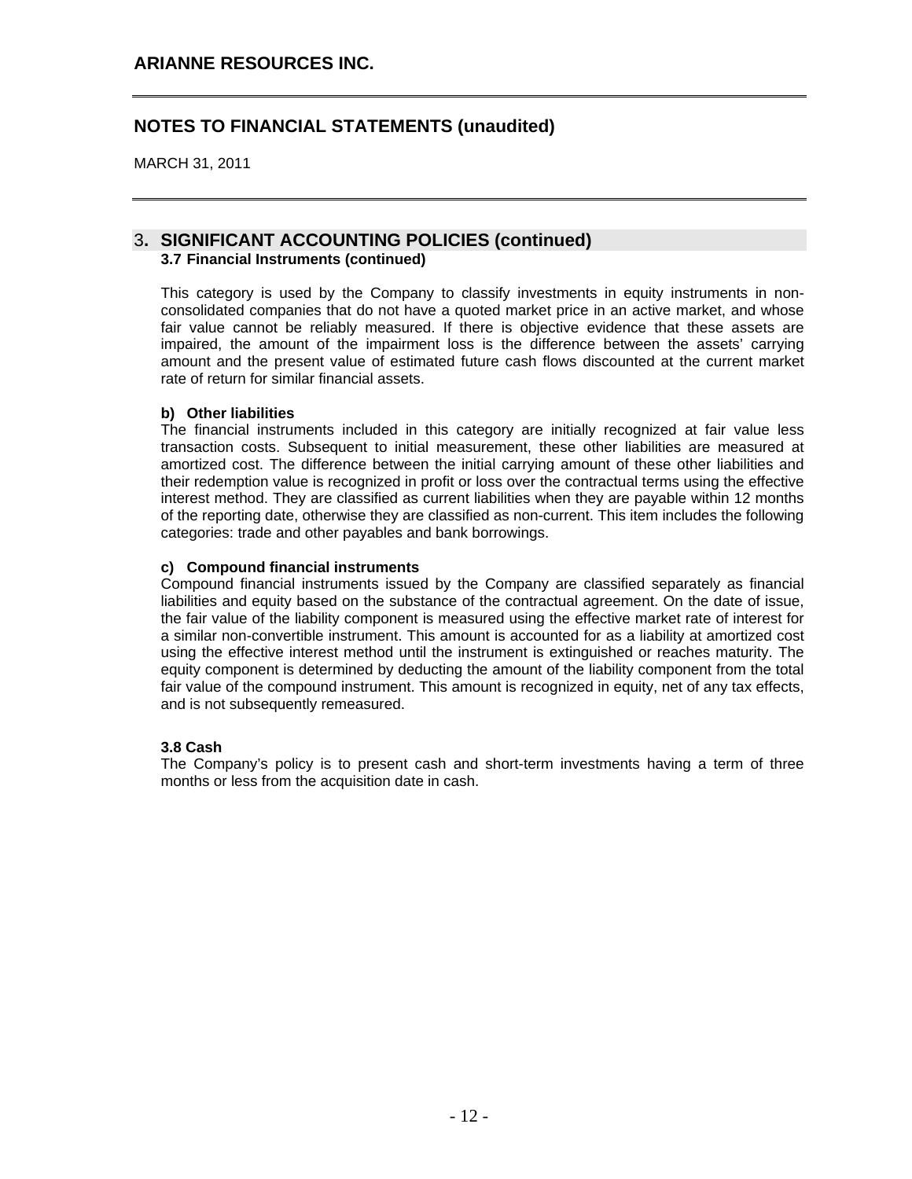## 3. SIGNIFICANT ACCOUNTING POLICIES (continued)

### 3.7 Financial Instruments (continued)

This category is used by the Company to classify investments in equity instruments in non-consolidated companies that do not have a quoted market price in an active market, and whose fair value cannot be reliably measured. If there is objective evidence that these assets are impaired, the amount of the impairment loss is the difference between the assets' carrying amount and the present value of estimated future cash flows discounted at the current market rate of return for similar financial assets.

**b) Other liabilities**

The financial instruments included in this category are initially recognized at fair value less transaction costs. Subsequent to initial measurement, these other liabilities are measured at amortized cost. The difference between the initial carrying amount of these other liabilities and their redemption value is recognized in profit or loss over the contractual terms using the effective interest method. They are classified as current liabilities when they are payable within 12 months of the reporting date, otherwise they are classified as non-current. This item includes the following categories: trade and other payables and bank borrowings.

**c) Compound financial instruments**

Compound financial instruments issued by the Company are classified separately as financial liabilities and equity based on the substance of the contractual agreement. On the date of issue, the fair value of the liability component is measured using the effective market rate of interest for a similar non-convertible instrument. This amount is accounted for as a liability at amortized cost using the effective interest method until the instrument is extinguished or reaches maturity. The equity component is determined by deducting the amount of the liability component from the total fair value of the compound instrument. This amount is recognized in equity, net of any tax effects, and is not subsequently remeasured.

### 3.8 Cash

The Company's policy is to present cash and short-term investments having a term of three months or less from the acquisition date in cash.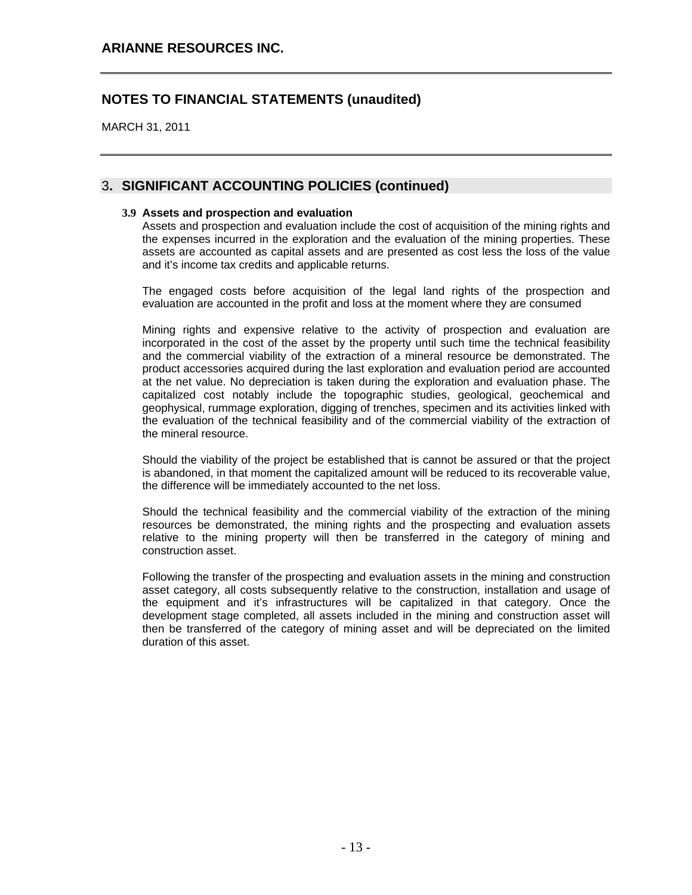# ARIANNE RESOURCES INC.

## NOTES TO FINANCIAL STATEMENTS (unaudited)

MARCH 31, 2011

## 3. SIGNIFICANT ACCOUNTING POLICIES (continued)

**3.9 Assets and prospection and evaluation**

Assets and prospection and evaluation include the cost of acquisition of the mining rights and the expenses incurred in the exploration and the evaluation of the mining properties. These assets are accounted as capital assets and are presented as cost less the loss of the value and it's income tax credits and applicable returns.

The engaged costs before acquisition of the legal land rights of the prospection and evaluation are accounted in the profit and loss at the moment where they are consumed

Mining rights and expensive relative to the activity of prospection and evaluation are incorporated in the cost of the asset by the property until such time the technical feasibility and the commercial viability of the extraction of a mineral resource be demonstrated. The product accessories acquired during the last exploration and evaluation period are accounted at the net value. No depreciation is taken during the exploration and evaluation phase. The capitalized cost notably include the topographic studies, geological, geochemical and geophysical, rummage exploration, digging of trenches, specimen and its activities linked with the evaluation of the technical feasibility and of the commercial viability of the extraction of the mineral resource.

Should the viability of the project be established that is cannot be assured or that the project is abandoned, in that moment the capitalized amount will be reduced to its recoverable value, the difference will be immediately accounted to the net loss.

Should the technical feasibility and the commercial viability of the extraction of the mining resources be demonstrated, the mining rights and the prospecting and evaluation assets relative to the mining property will then be transferred in the category of mining and construction asset.

Following the transfer of the prospecting and evaluation assets in the mining and construction asset category, all costs subsequently relative to the construction, installation and usage of the equipment and it's infrastructures will be capitalized in that category. Once the development stage completed, all assets included in the mining and construction asset will then be transferred of the category of mining asset and will be depreciated on the limited duration of this asset.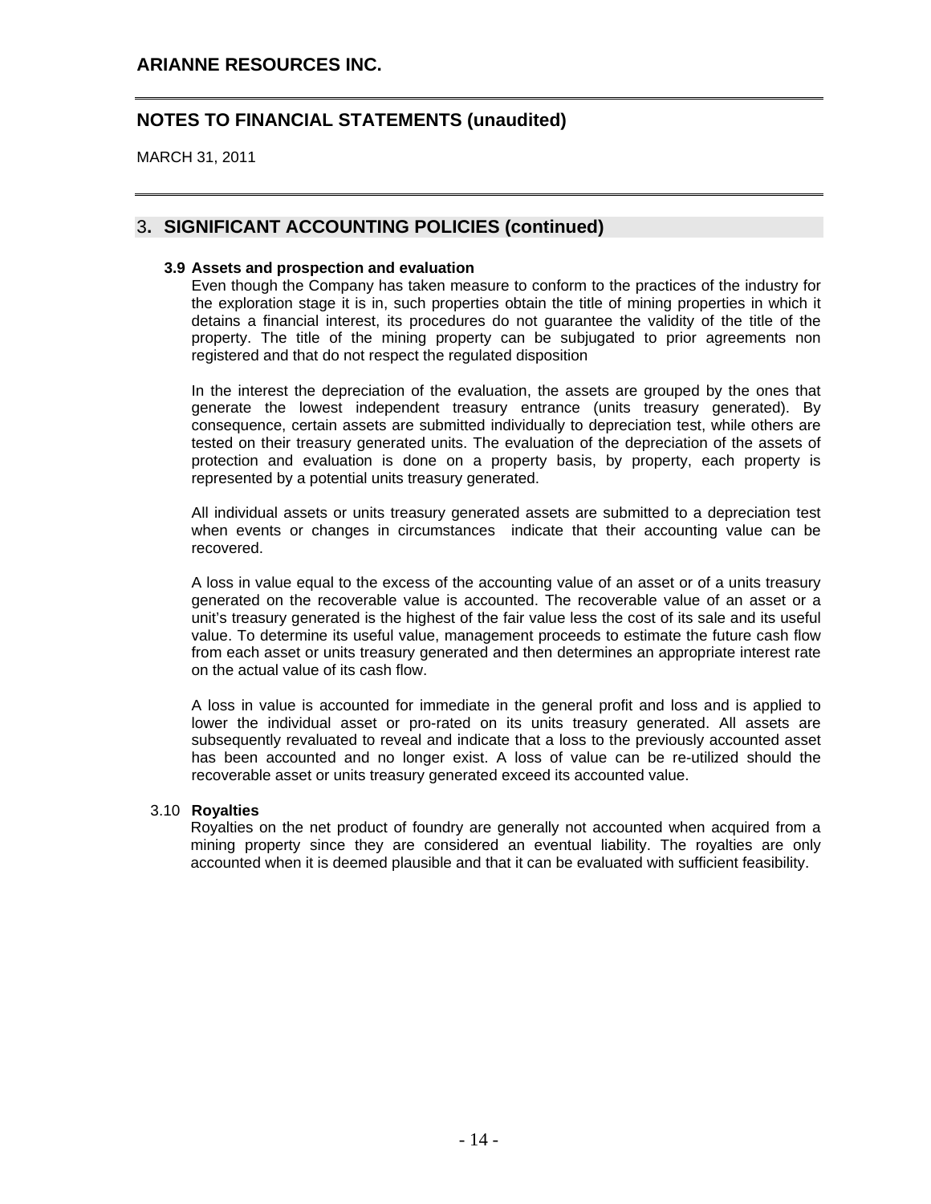## 3. SIGNIFICANT ACCOUNTING POLICIES (continued)

### 3.9 Assets and prospection and evaluation

Even though the Company has taken measure to conform to the practices of the industry for the exploration stage it is in, such properties obtain the title of mining properties in which it detains a financial interest, its procedures do not guarantee the validity of the title of the property. The title of the mining property can be subjugated to prior agreements non registered and that do not respect the regulated disposition

In the interest the depreciation of the evaluation, the assets are grouped by the ones that generate the lowest independent treasury entrance (units treasury generated). By consequence, certain assets are submitted individually to depreciation test, while others are tested on their treasury generated units. The evaluation of the depreciation of the assets of protection and evaluation is done on a property basis, by property, each property is represented by a potential units treasury generated.

All individual assets or units treasury generated assets are submitted to a depreciation test when events or changes in circumstances indicate that their accounting value can be recovered.

A loss in value equal to the excess of the accounting value of an asset or of a units treasury generated on the recoverable value is accounted. The recoverable value of an asset or a unit's treasury generated is the highest of the fair value less the cost of its sale and its useful value. To determine its useful value, management proceeds to estimate the future cash flow from each asset or units treasury generated and then determines an appropriate interest rate on the actual value of its cash flow.

A loss in value is accounted for immediate in the general profit and loss and is applied to lower the individual asset or pro-rated on its units treasury generated. All assets are subsequently revaluated to reveal and indicate that a loss to the previously accounted asset has been accounted and no longer exist. A loss of value can be re-utilized should the recoverable asset or units treasury generated exceed its accounted value.

### 3.10 Royalties

Royalties on the net product of foundry are generally not accounted when acquired from a mining property since they are considered an eventual liability. The royalties are only accounted when it is deemed plausible and that it can be evaluated with sufficient feasibility.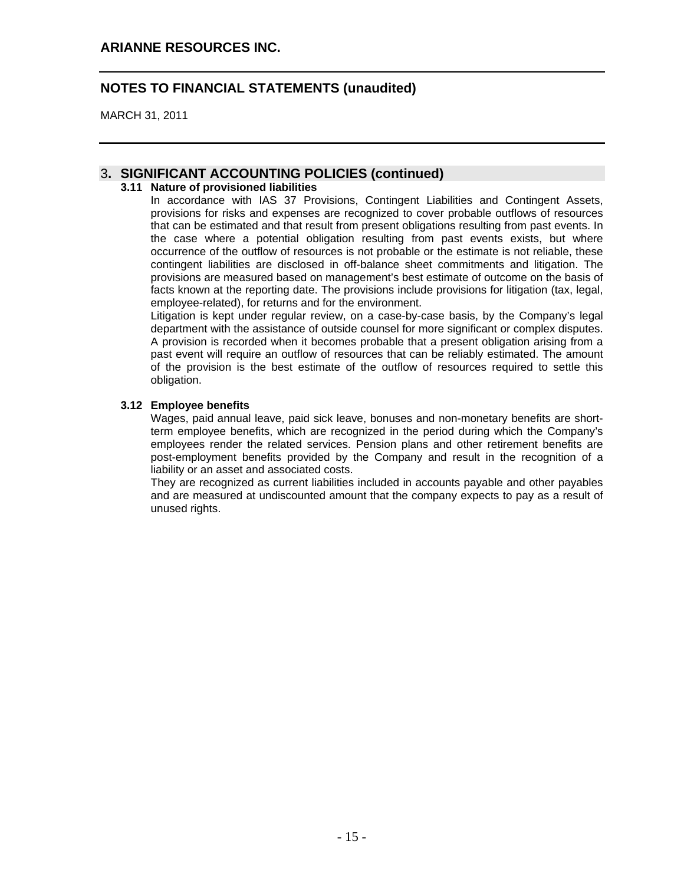# ARIANNE RESOURCES INC.

## NOTES TO FINANCIAL STATEMENTS (unaudited)

MARCH 31, 2011

## 3. SIGNIFICANT ACCOUNTING POLICIES (continued)

### 3.11 Nature of provisioned liabilities

In accordance with IAS 37 Provisions, Contingent Liabilities and Contingent Assets, provisions for risks and expenses are recognized to cover probable outflows of resources that can be estimated and that result from present obligations resulting from past events. In the case where a potential obligation resulting from past events exists, but where occurrence of the outflow of resources is not probable or the estimate is not reliable, these contingent liabilities are disclosed in off-balance sheet commitments and litigation. The provisions are measured based on management's best estimate of outcome on the basis of facts known at the reporting date. The provisions include provisions for litigation (tax, legal, employee-related), for returns and for the environment.

Litigation is kept under regular review, on a case-by-case basis, by the Company's legal department with the assistance of outside counsel for more significant or complex disputes. A provision is recorded when it becomes probable that a present obligation arising from a past event will require an outflow of resources that can be reliably estimated. The amount of the provision is the best estimate of the outflow of resources required to settle this obligation.

### 3.12 Employee benefits

Wages, paid annual leave, paid sick leave, bonuses and non-monetary benefits are short-term employee benefits, which are recognized in the period during which the Company's employees render the related services. Pension plans and other retirement benefits are post-employment benefits provided by the Company and result in the recognition of a liability or an asset and associated costs.

They are recognized as current liabilities included in accounts payable and other payables and are measured at undiscounted amount that the company expects to pay as a result of unused rights.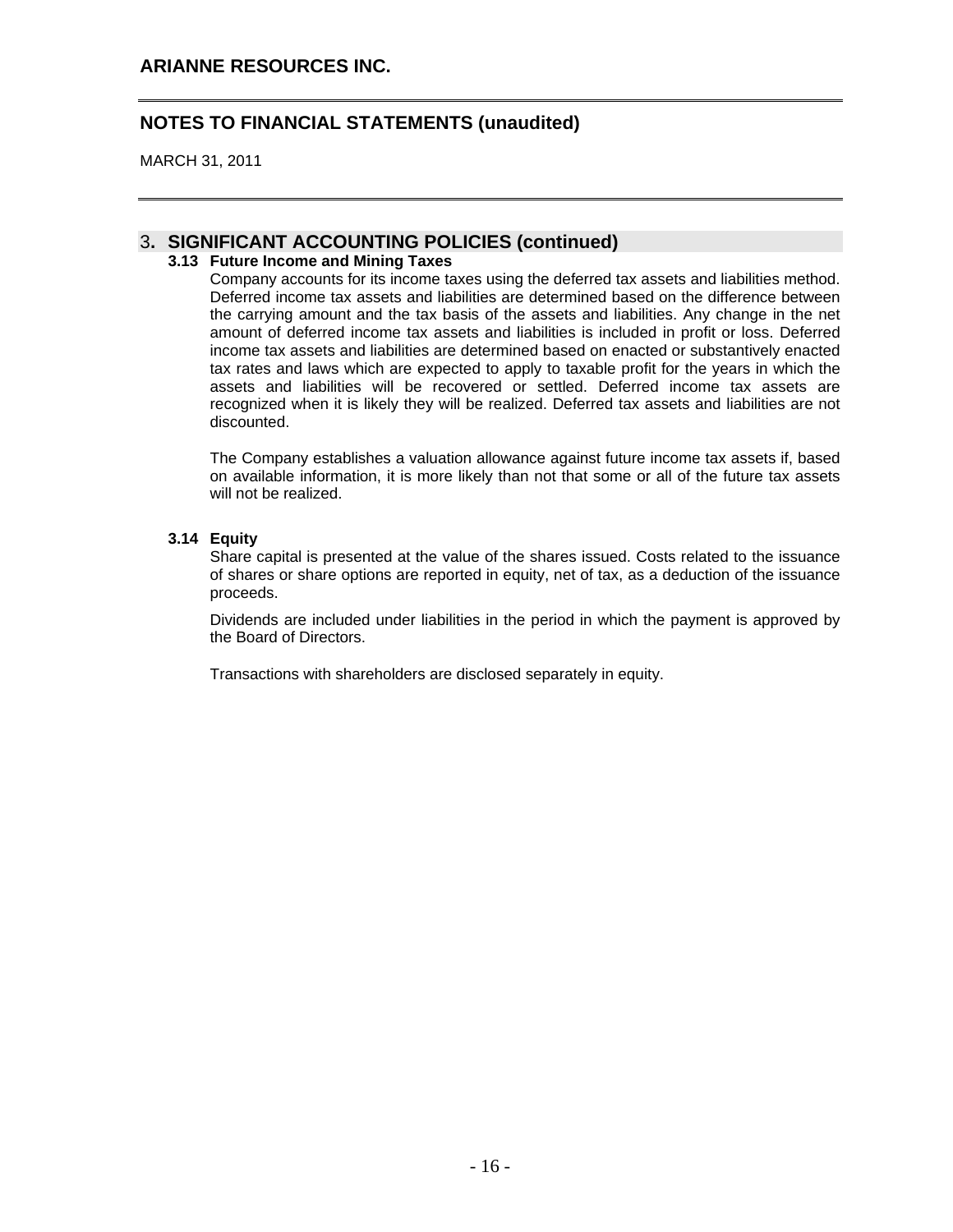## 3. SIGNIFICANT ACCOUNTING POLICIES (continued)

### 3.13 Future Income and Mining Taxes

Company accounts for its income taxes using the deferred tax assets and liabilities method. Deferred income tax assets and liabilities are determined based on the difference between the carrying amount and the tax basis of the assets and liabilities. Any change in the net amount of deferred income tax assets and liabilities is included in profit or loss. Deferred income tax assets and liabilities are determined based on enacted or substantively enacted tax rates and laws which are expected to apply to taxable profit for the years in which the assets and liabilities will be recovered or settled. Deferred income tax assets are recognized when it is likely they will be realized. Deferred tax assets and liabilities are not discounted.

The Company establishes a valuation allowance against future income tax assets if, based on available information, it is more likely than not that some or all of the future tax assets will not be realized.

### 3.14 Equity

Share capital is presented at the value of the shares issued. Costs related to the issuance of shares or share options are reported in equity, net of tax, as a deduction of the issuance proceeds.

Dividends are included under liabilities in the period in which the payment is approved by the Board of Directors.

Transactions with shareholders are disclosed separately in equity.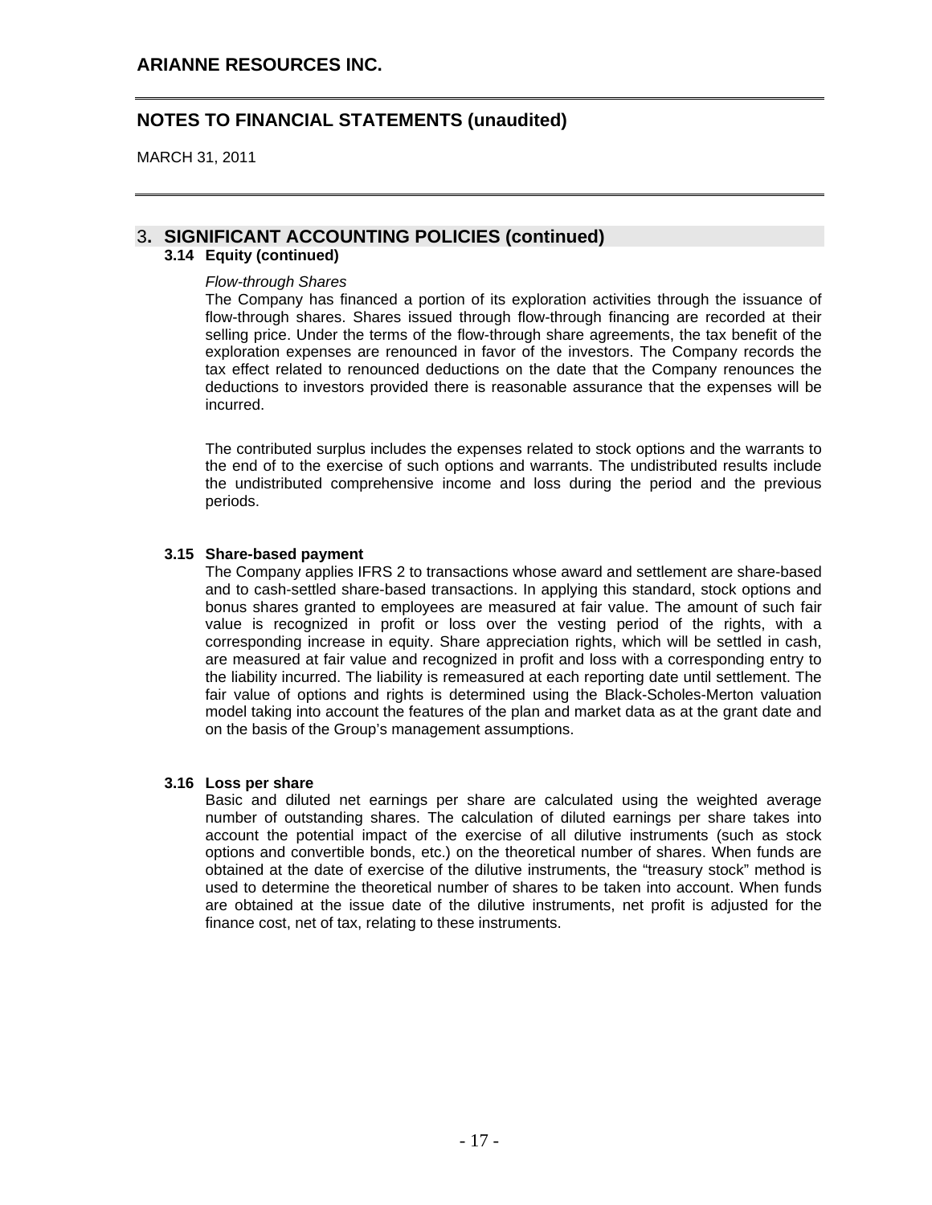## 3. SIGNIFICANT ACCOUNTING POLICIES (continued)

### 3.14 Equity (continued)

*Flow-through Shares*

The Company has financed a portion of its exploration activities through the issuance of flow-through shares. Shares issued through flow-through financing are recorded at their selling price. Under the terms of the flow-through share agreements, the tax benefit of the exploration expenses are renounced in favor of the investors. The Company records the tax effect related to renounced deductions on the date that the Company renounces the deductions to investors provided there is reasonable assurance that the expenses will be incurred.

The contributed surplus includes the expenses related to stock options and the warrants to the end of to the exercise of such options and warrants. The undistributed results include the undistributed comprehensive income and loss during the period and the previous periods.

### 3.15 Share-based payment

The Company applies IFRS 2 to transactions whose award and settlement are share-based and to cash-settled share-based transactions. In applying this standard, stock options and bonus shares granted to employees are measured at fair value. The amount of such fair value is recognized in profit or loss over the vesting period of the rights, with a corresponding increase in equity. Share appreciation rights, which will be settled in cash, are measured at fair value and recognized in profit and loss with a corresponding entry to the liability incurred. The liability is remeasured at each reporting date until settlement. The fair value of options and rights is determined using the Black-Scholes-Merton valuation model taking into account the features of the plan and market data as at the grant date and on the basis of the Group's management assumptions.

### 3.16 Loss per share

Basic and diluted net earnings per share are calculated using the weighted average number of outstanding shares. The calculation of diluted earnings per share takes into account the potential impact of the exercise of all dilutive instruments (such as stock options and convertible bonds, etc.) on the theoretical number of shares. When funds are obtained at the date of exercise of the dilutive instruments, the "treasury stock" method is used to determine the theoretical number of shares to be taken into account. When funds are obtained at the issue date of the dilutive instruments, net profit is adjusted for the finance cost, net of tax, relating to these instruments.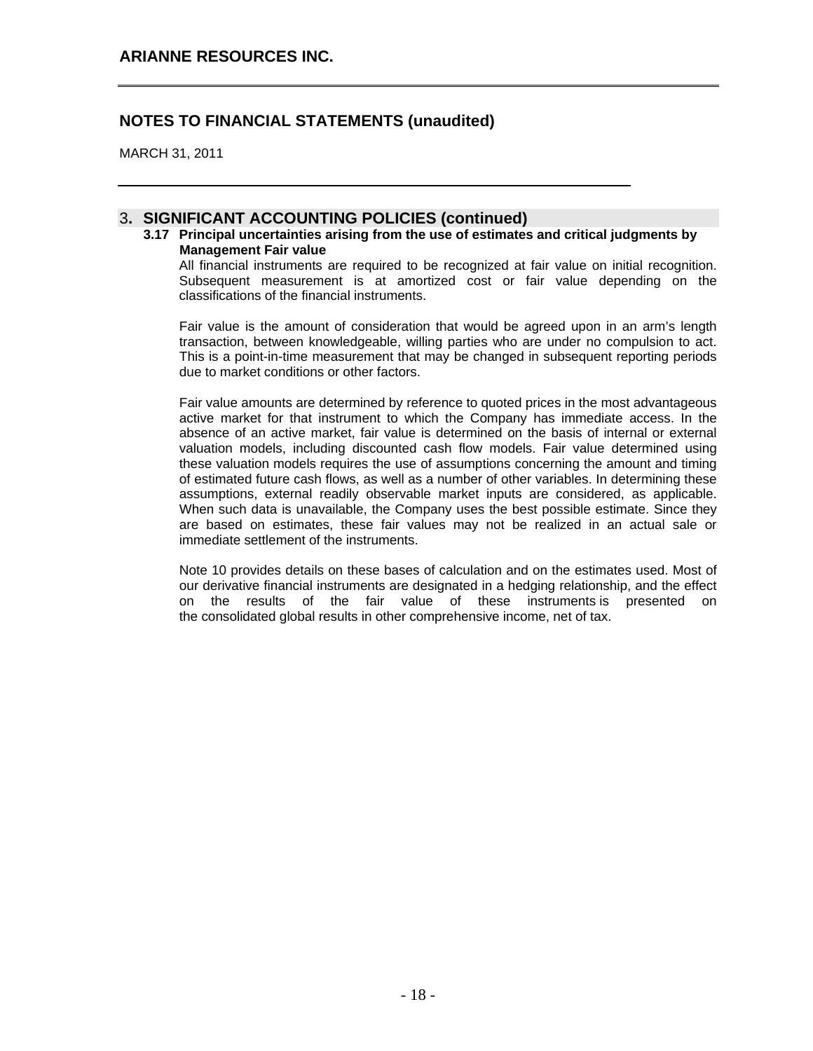## 3. SIGNIFICANT ACCOUNTING POLICIES (continued)

### 3.17 Principal uncertainties arising from the use of estimates and critical judgments by Management Fair value

All financial instruments are required to be recognized at fair value on initial recognition. Subsequent measurement is at amortized cost or fair value depending on the classifications of the financial instruments.

Fair value is the amount of consideration that would be agreed upon in an arm's length transaction, between knowledgeable, willing parties who are under no compulsion to act. This is a point-in-time measurement that may be changed in subsequent reporting periods due to market conditions or other factors.

Fair value amounts are determined by reference to quoted prices in the most advantageous active market for that instrument to which the Company has immediate access. In the absence of an active market, fair value is determined on the basis of internal or external valuation models, including discounted cash flow models. Fair value determined using these valuation models requires the use of assumptions concerning the amount and timing of estimated future cash flows, as well as a number of other variables. In determining these assumptions, external readily observable market inputs are considered, as applicable. When such data is unavailable, the Company uses the best possible estimate. Since they are based on estimates, these fair values may not be realized in an actual sale or immediate settlement of the instruments.

Note 10 provides details on these bases of calculation and on the estimates used. Most of our derivative financial instruments are designated in a hedging relationship, and the effect on the results of the fair value of these instruments is presented on the consolidated global results in other comprehensive income, net of tax.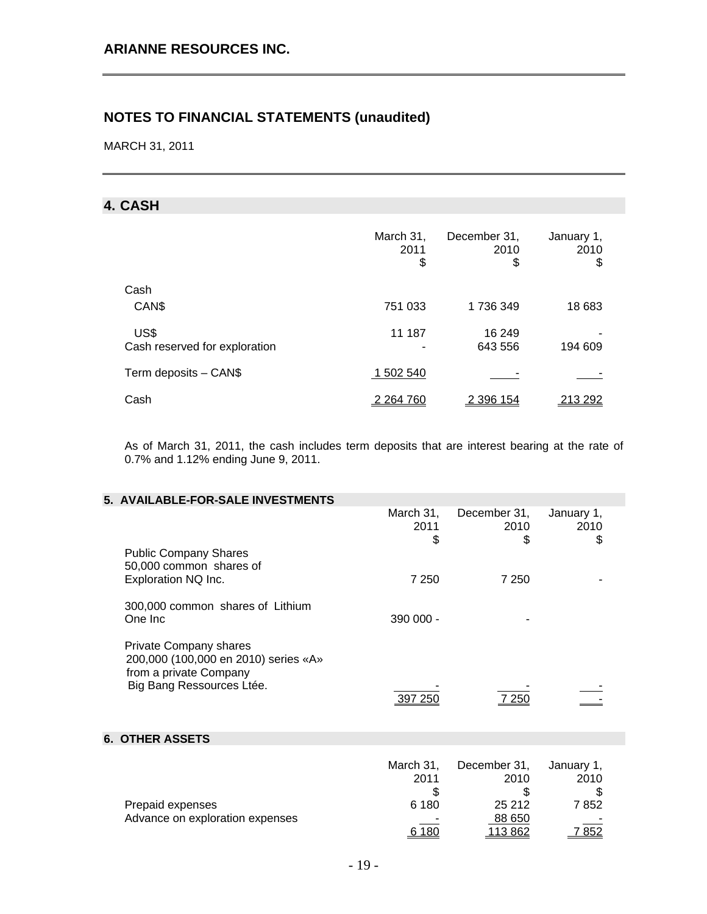## 4. CASH

| | March 31, 2011 $ | December 31, 2010 $ | January 1, 2010 $ |
|---|---|---|---|
| Cash | | | |
| CAN$ | 751 033 | 1 736 349 | 18 683 |
| US$ | 11 187 | 16 249 | - |
| Cash reserved for exploration | - | 643 556 | 194 609 |
| Term deposits – CAN$ | 1 502 540 | - | - |
| Cash | 2 264 760 | 2 396 154 | 213 292 |

As of March 31, 2011, the cash includes term deposits that are interest bearing at the rate of 0.7% and 1.12% ending June 9, 2011.

## 5. AVAILABLE-FOR-SALE INVESTMENTS

| | March 31, 2011 $ | December 31, 2010 $ | January 1, 2010 $ |
|---|---|---|---|
| Public Company Shares<br>50,000 common shares of Exploration NQ Inc. | 7 250 | 7 250 | - |
| 300,000 common shares of Lithium One Inc | 390 000 - | - | |
| Private Company shares<br>200,000 (100,000 en 2010) series «A» from a private Company Big Bang Ressources Ltée. | - | - | - |
| | 397 250 | 7 250 | - |

## 6. OTHER ASSETS

| | March 31, 2011 $ | December 31, 2010 $ | January 1, 2010 $ |
|---|---|---|---|
| Prepaid expenses | 6 180 | 25 212 | 7 852 |
| Advance on exploration expenses | - | 88 650 | - |
| | 6 180 | 113 862 | 7 852 |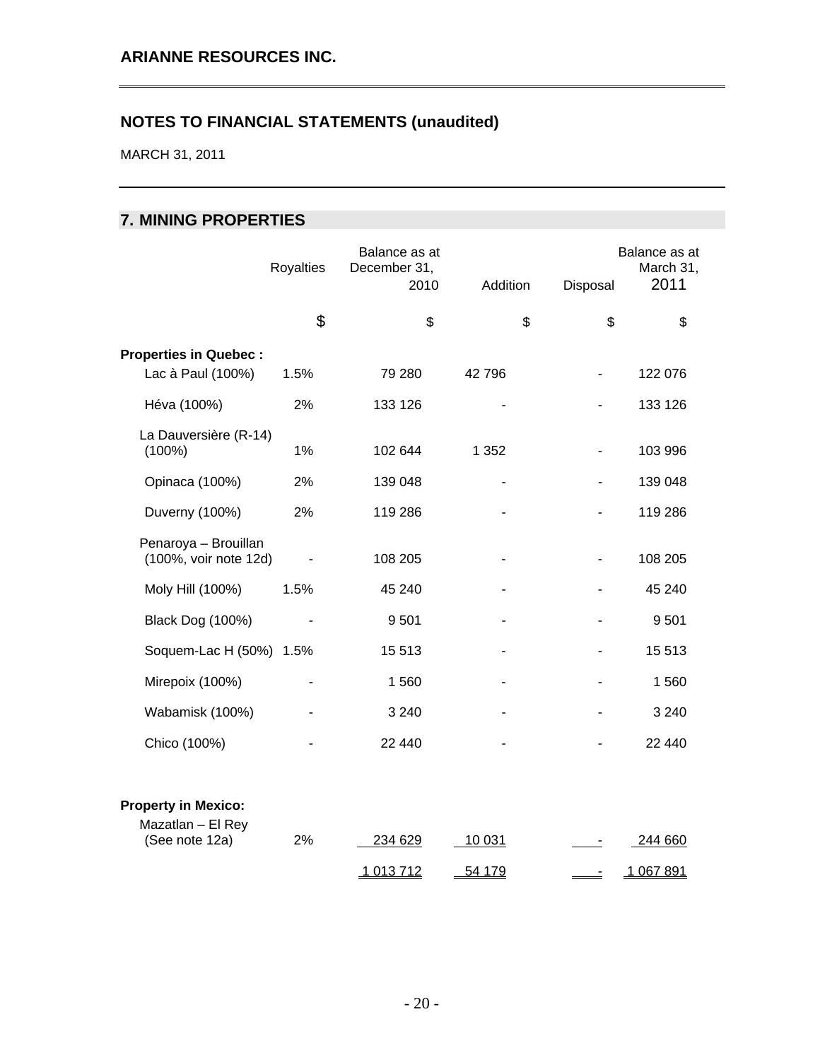## ARIANNE RESOURCES INC.

## NOTES TO FINANCIAL STATEMENTS (unaudited)

MARCH 31, 2011

## 7. MINING PROPERTIES

| | Royalties | Balance as at December 31, 2010 | Addition | Disposal | Balance as at March 31, 2011 |
|---|---|---|---|---|---|
| | $ | $ | $ | $ | $ |
| **Properties in Quebec :** | | | | | |
| Lac à Paul (100%) | 1.5% | 79 280 | 42 796 | - | 122 076 |
| Héva (100%) | 2% | 133 126 | - | - | 133 126 |
| La Dauversière (R-14) (100%) | 1% | 102 644 | 1 352 | - | 103 996 |
| Opinaca (100%) | 2% | 139 048 | - | - | 139 048 |
| Duverny (100%) | 2% | 119 286 | - | - | 119 286 |
| Penaroya – Brouillan (100%, voir note 12d) | - | 108 205 | - | - | 108 205 |
| Moly Hill (100%) | 1.5% | 45 240 | - | - | 45 240 |
| Black Dog (100%) | - | 9 501 | - | - | 9 501 |
| Soquem-Lac H (50%) | 1.5% | 15 513 | - | - | 15 513 |
| Mirepoix (100%) | - | 1 560 | - | - | 1 560 |
| Wabamisk (100%) | - | 3 240 | - | - | 3 240 |
| Chico (100%) | - | 22 440 | - | - | 22 440 |
| **Property in Mexico:** | | | | | |
| Mazatlan – El Rey (See note 12a) | 2% | 234 629 | 10 031 | - | 244 660 |
| | | 1 013 712 | 54 179 | - | 1 067 891 |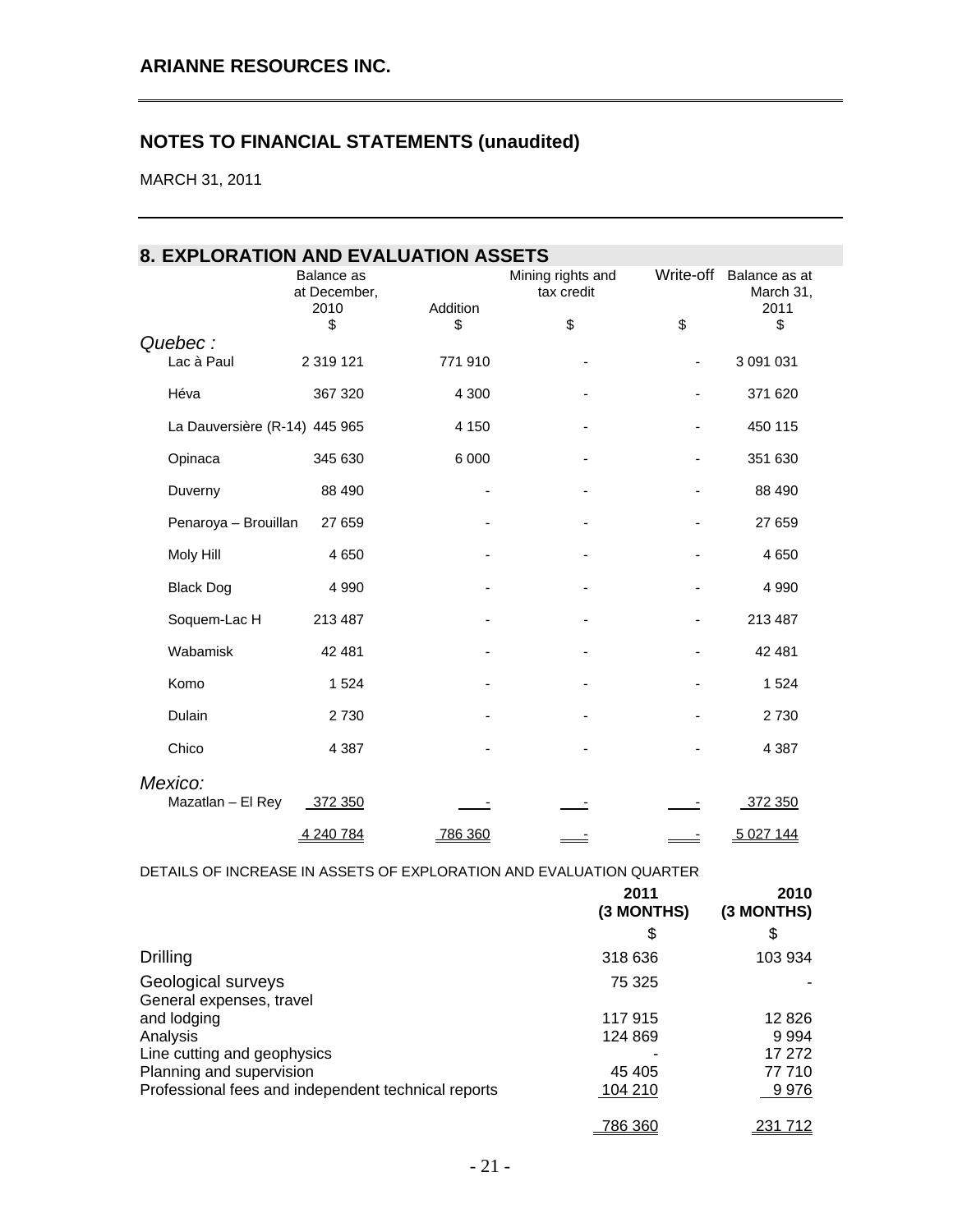# ARIANNE RESOURCES INC.

## NOTES TO FINANCIAL STATEMENTS (unaudited)

MARCH 31, 2011

## 8. EXPLORATION AND EVALUATION ASSETS

| | Balance as at December, 2010 | Addition | Mining rights and tax credit | Write-off | Balance as at March 31, 2011 |
|---|---|---|---|---|---|
| | $ | $ | $ | $ | $ |
| *Quebec :* | | | | | |
| Lac à Paul | 2 319 121 | 771 910 | - | - | 3 091 031 |
| Héva | 367 320 | 4 300 | - | - | 371 620 |
| La Dauversière (R-14) | 445 965 | 4 150 | - | - | 450 115 |
| Opinaca | 345 630 | 6 000 | - | - | 351 630 |
| Duverny | 88 490 | - | - | - | 88 490 |
| Penaroya – Brouillan | 27 659 | - | - | - | 27 659 |
| Moly Hill | 4 650 | - | - | - | 4 650 |
| Black Dog | 4 990 | - | - | - | 4 990 |
| Soquem-Lac H | 213 487 | - | - | - | 213 487 |
| Wabamisk | 42 481 | - | - | - | 42 481 |
| Komo | 1 524 | - | - | - | 1 524 |
| Dulain | 2 730 | - | - | - | 2 730 |
| Chico | 4 387 | - | - | - | 4 387 |
| *Mexico:* | | | | | |
| Mazatlan – El Rey | 372 350 | - | - | - | 372 350 |
| | 4 240 784 | 786 360 | - | - | 5 027 144 |

DETAILS OF INCREASE IN ASSETS OF EXPLORATION AND EVALUATION QUARTER

| | 2011 (3 MONTHS) | 2010 (3 MONTHS) |
|---|---|---|
| | $ | $ |
| Drilling | 318 636 | 103 934 |
| Geological surveys | 75 325 | - |
| General expenses, travel and lodging | 117 915 | 12 826 |
| Analysis | 124 869 | 9 994 |
| Line cutting and geophysics | - | 17 272 |
| Planning and supervision | 45 405 | 77 710 |
| Professional fees and independent technical reports | 104 210 | 9 976 |
| | 786 360 | 231 712 |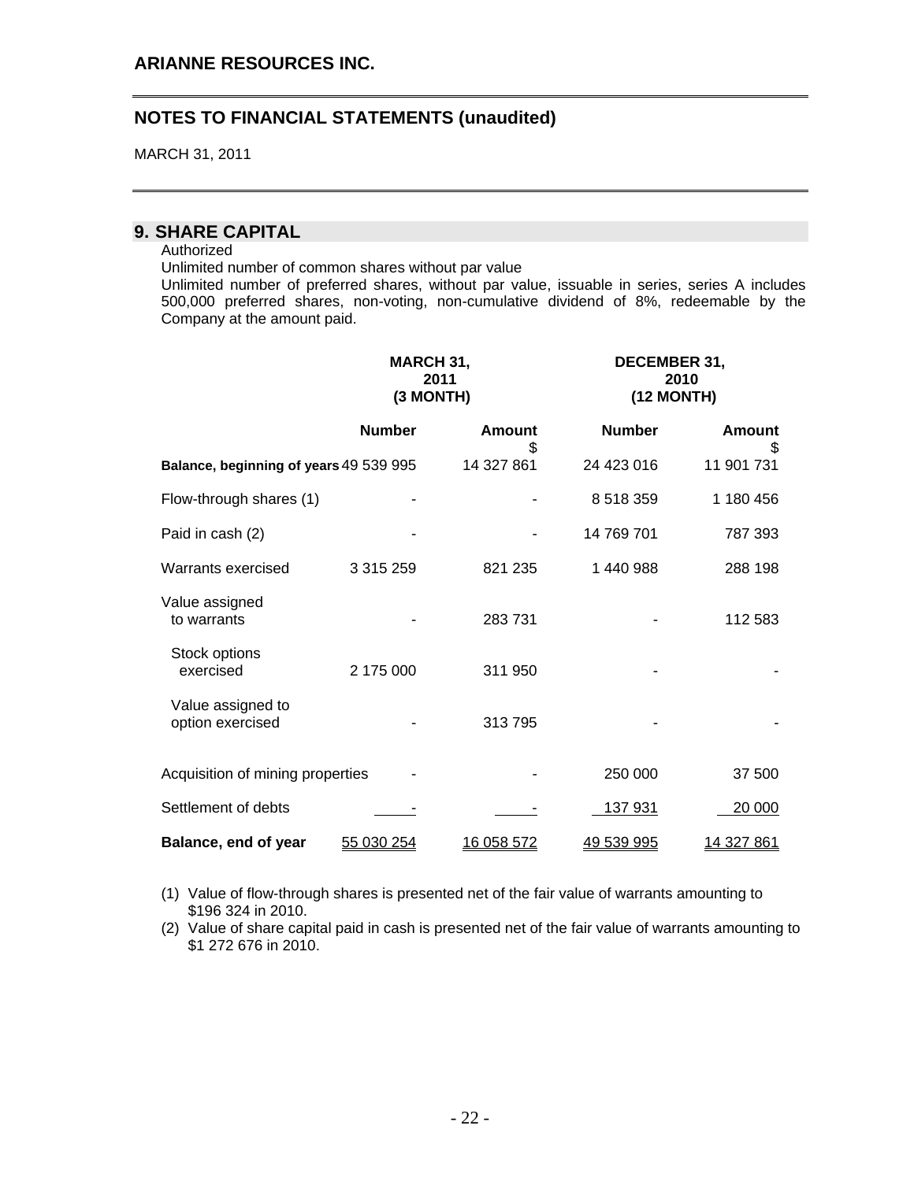## ARIANNE RESOURCES INC.

## NOTES TO FINANCIAL STATEMENTS (unaudited)

MARCH 31, 2011

## 9. SHARE CAPITAL

Authorized

Unlimited number of common shares without par value

Unlimited number of preferred shares, without par value, issuable in series, series A includes 500,000 preferred shares, non-voting, non-cumulative dividend of 8%, redeemable by the Company at the amount paid.

| | MARCH 31, 2011 (3 MONTH) | | DECEMBER 31, 2010 (12 MONTH) | |
|---|---|---|---|---|
| | **Number** | **Amount** $ | **Number** | **Amount** $ |
| **Balance, beginning of years** | 49 539 995 | 14 327 861 | 24 423 016 | 11 901 731 |
| Flow-through shares (1) | - | - | 8 518 359 | 1 180 456 |
| Paid in cash (2) | - | - | 14 769 701 | 787 393 |
| Warrants exercised | 3 315 259 | 821 235 | 1 440 988 | 288 198 |
| Value assigned to warrants | - | 283 731 | - | 112 583 |
| Stock options exercised | 2 175 000 | 311 950 | - | - |
| Value assigned to option exercised | - | 313 795 | - | - |
| Acquisition of mining properties | - | - | 250 000 | 37 500 |
| Settlement of debts | - | - | 137 931 | 20 000 |
| **Balance, end of year** | 55 030 254 | 16 058 572 | 49 539 995 | 14 327 861 |

(1) Value of flow-through shares is presented net of the fair value of warrants amounting to $196 324 in 2010.

(2) Value of share capital paid in cash is presented net of the fair value of warrants amounting to $1 272 676 in 2010.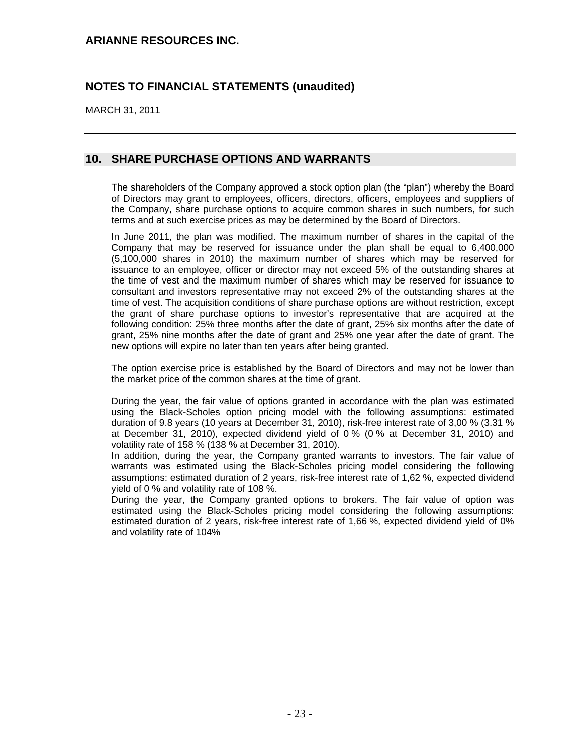## 10. SHARE PURCHASE OPTIONS AND WARRANTS

The shareholders of the Company approved a stock option plan (the "plan") whereby the Board of Directors may grant to employees, officers, directors, officers, employees and suppliers of the Company, share purchase options to acquire common shares in such numbers, for such terms and at such exercise prices as may be determined by the Board of Directors.

In June 2011, the plan was modified. The maximum number of shares in the capital of the Company that may be reserved for issuance under the plan shall be equal to 6,400,000 (5,100,000 shares in 2010) the maximum number of shares which may be reserved for issuance to an employee, officer or director may not exceed 5% of the outstanding shares at the time of vest and the maximum number of shares which may be reserved for issuance to consultant and investors representative may not exceed 2% of the outstanding shares at the time of vest. The acquisition conditions of share purchase options are without restriction, except the grant of share purchase options to investor's representative that are acquired at the following condition: 25% three months after the date of grant, 25% six months after the date of grant, 25% nine months after the date of grant and 25% one year after the date of grant. The new options will expire no later than ten years after being granted.

The option exercise price is established by the Board of Directors and may not be lower than the market price of the common shares at the time of grant.

During the year, the fair value of options granted in accordance with the plan was estimated using the Black-Scholes option pricing model with the following assumptions: estimated duration of 9.8 years (10 years at December 31, 2010), risk-free interest rate of 3,00 % (3.31 % at December 31, 2010), expected dividend yield of 0 % (0 % at December 31, 2010) and volatility rate of 158 % (138 % at December 31, 2010).

In addition, during the year, the Company granted warrants to investors. The fair value of warrants was estimated using the Black-Scholes pricing model considering the following assumptions: estimated duration of 2 years, risk-free interest rate of 1,62 %, expected dividend yield of 0 % and volatility rate of 108 %.

During the year, the Company granted options to brokers. The fair value of option was estimated using the Black-Scholes pricing model considering the following assumptions: estimated duration of 2 years, risk-free interest rate of 1,66 %, expected dividend yield of 0% and volatility rate of 104%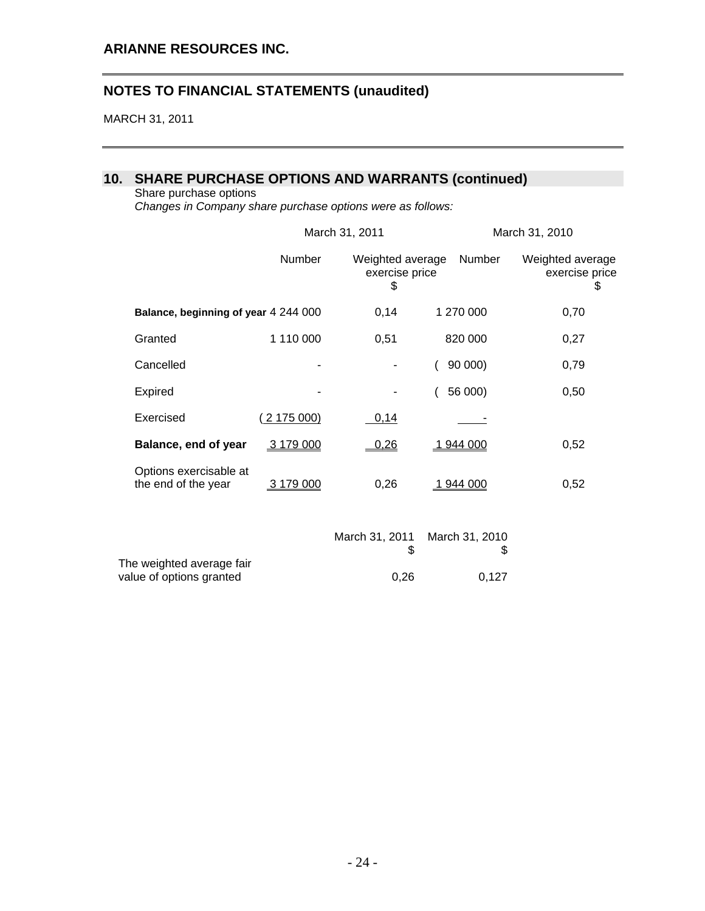# ARIANNE RESOURCES INC.

## NOTES TO FINANCIAL STATEMENTS (unaudited)

MARCH 31, 2011

## 10. SHARE PURCHASE OPTIONS AND WARRANTS (continued)

Share purchase options

*Changes in Company share purchase options were as follows:*

| | March 31, 2011 | | March 31, 2010 | |
|---|---|---|---|---|
| | Number | Weighted average exercise price $ | Number | Weighted average exercise price $ |
| **Balance, beginning of year** | 4 244 000 | 0,14 | 1 270 000 | 0,70 |
| Granted | 1 110 000 | 0,51 | 820 000 | 0,27 |
| Cancelled | - | - | ( 90 000) | 0,79 |
| Expired | - | - | ( 56 000) | 0,50 |
| Exercised | ( 2 175 000) | 0,14 | - | |
| **Balance, end of year** | 3 179 000 | 0,26 | 1 944 000 | 0,52 |
| Options exercisable at the end of the year | 3 179 000 | 0,26 | 1 944 000 | 0,52 |

| | March 31, 2011 $ | March 31, 2010 $ |
|---|---|---|
| The weighted average fair value of options granted | 0,26 | 0,127 |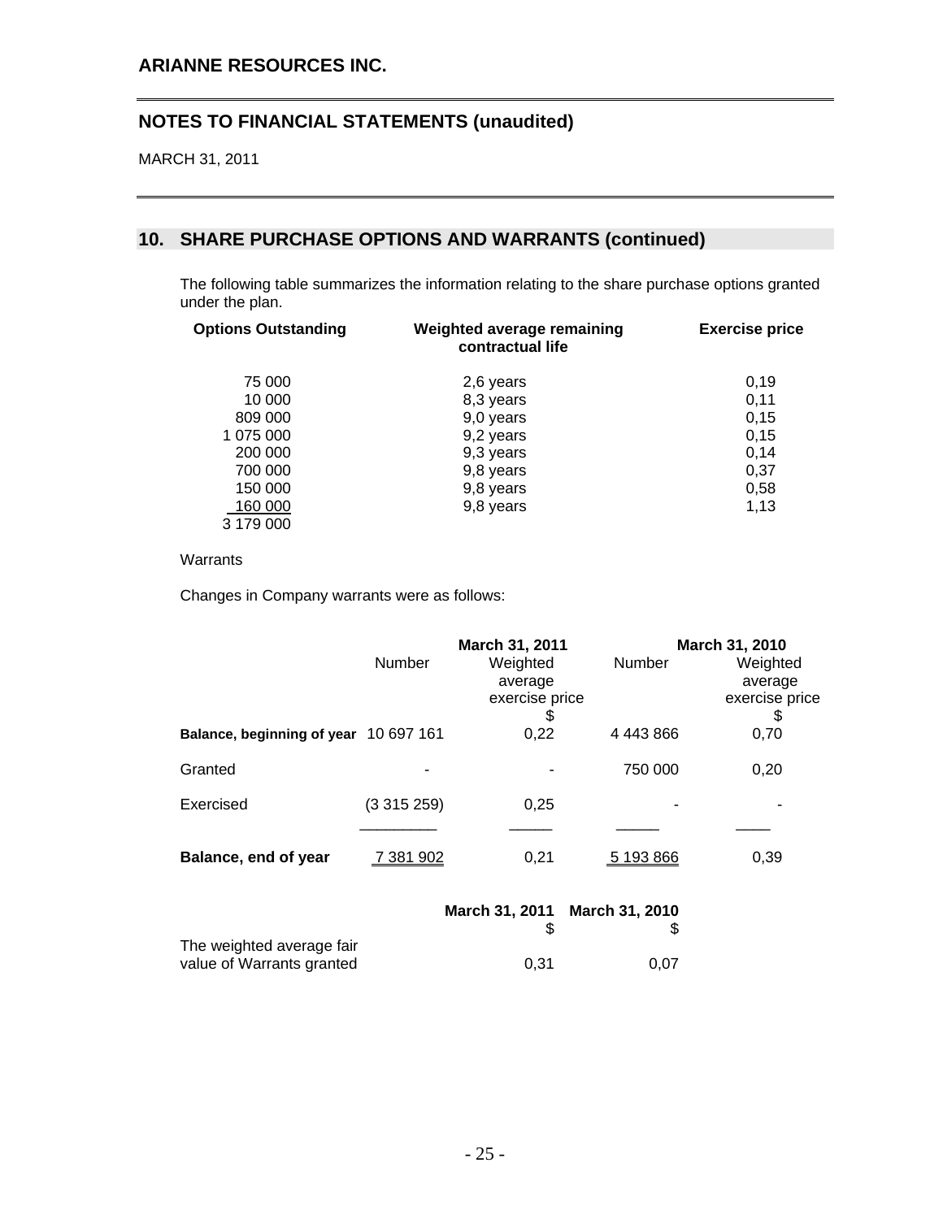## 10. SHARE PURCHASE OPTIONS AND WARRANTS (continued)

The following table summarizes the information relating to the share purchase options granted under the plan.

| Options Outstanding | Weighted average remaining contractual life | Exercise price |
|---|---|---|
| 75 000 | 2,6 years | 0,19 |
| 10 000 | 8,3 years | 0,11 |
| 809 000 | 9,0 years | 0,15 |
| 1 075 000 | 9,2 years | 0,15 |
| 200 000 | 9,3 years | 0,14 |
| 700 000 | 9,8 years | 0,37 |
| 150 000 | 9,8 years | 0,58 |
| 160 000 | 9,8 years | 1,13 |
| 3 179 000 | | |

Warrants

Changes in Company warrants were as follows:

| | March 31, 2011 | | March 31, 2010 | |
|---|---|---|---|---|
| | Number | Weighted average exercise price $ | Number | Weighted average exercise price $ |
| **Balance, beginning of year** | 10 697 161 | 0,22 | 4 443 866 | 0,70 |
| Granted | - | - | 750 000 | 0,20 |
| Exercised | (3 315 259) | 0,25 | - | - |
| **Balance, end of year** | 7 381 902 | 0,21 | 5 193 866 | 0,39 |

| | March 31, 2011 $ | March 31, 2010 $ |
|---|---|---|
| The weighted average fair value of Warrants granted | 0,31 | 0,07 |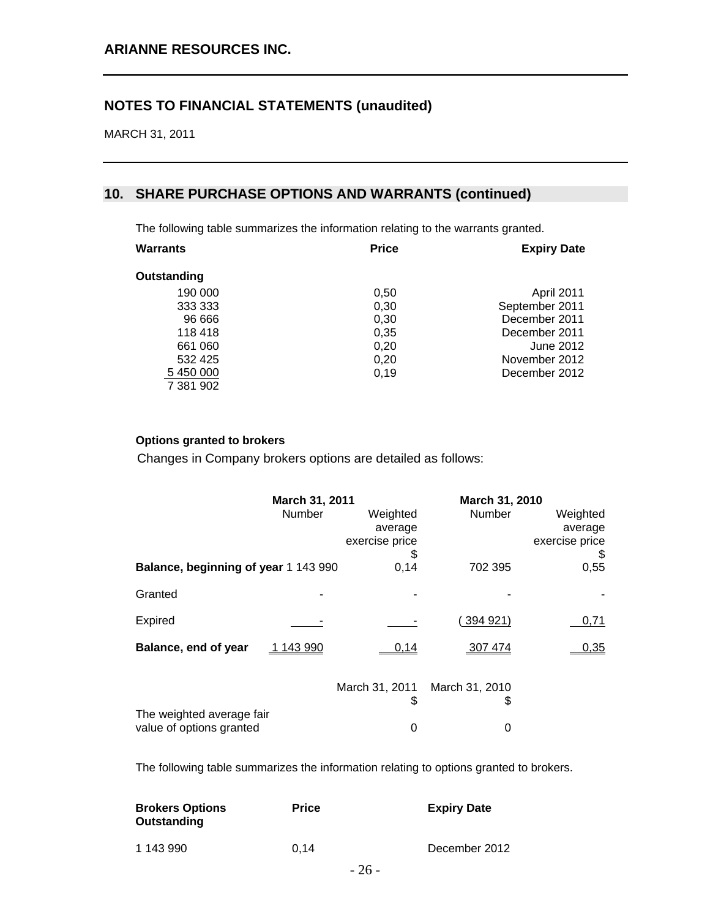## 10. SHARE PURCHASE OPTIONS AND WARRANTS (continued)

The following table summarizes the information relating to the warrants granted.

| Warrants | Price | Expiry Date |
|---|---|---|
| **Outstanding** | | |
| 190 000 | 0,50 | April 2011 |
| 333 333 | 0,30 | September 2011 |
| 96 666 | 0,30 | December 2011 |
| 118 418 | 0,35 | December 2011 |
| 661 060 | 0,20 | June 2012 |
| 532 425 | 0,20 | November 2012 |
| 5 450 000 | 0,19 | December 2012 |
| 7 381 902 | | |

**Options granted to brokers**

Changes in Company brokers options are detailed as follows:

| | March 31, 2011 | | March 31, 2010 | |
|---|---|---|---|---|
| | Number | Weighted average exercise price $ | Number | Weighted average exercise price $ |
| **Balance, beginning of year** | 1 143 990 | 0,14 | 702 395 | 0,55 |
| Granted | - | - | - | - |
| Expired | - | - | (394 921) | 0,71 |
| **Balance, end of year** | 1 143 990 | 0,14 | 307 474 | 0,35 |

| | March 31, 2011 $ | March 31, 2010 $ |
|---|---|---|
| The weighted average fair value of options granted | 0 | 0 |

The following table summarizes the information relating to options granted to brokers.

| Brokers Options Outstanding | Price | Expiry Date |
|---|---|---|
| 1 143 990 | 0,14 | December 2012 |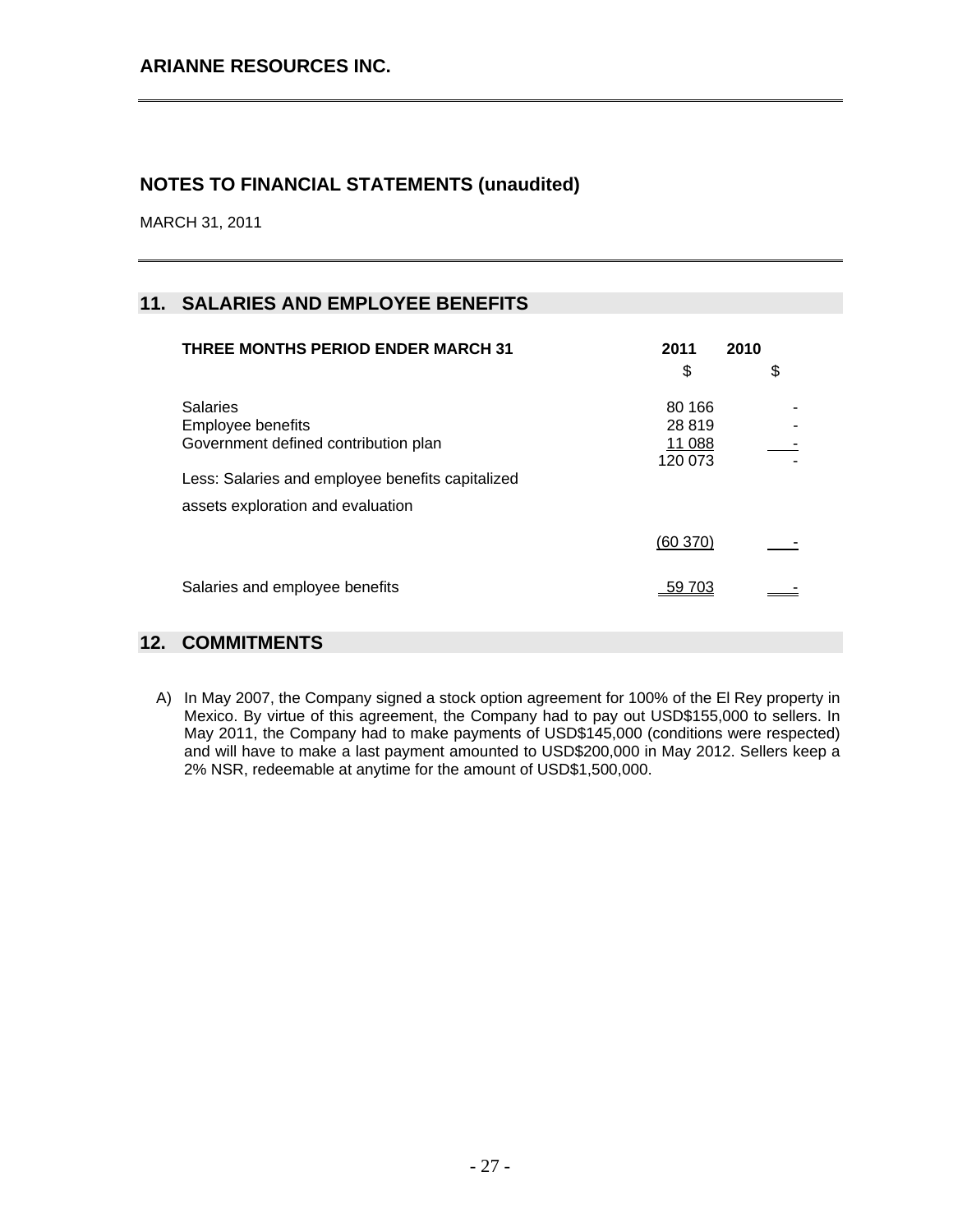**ARIANNE RESOURCES INC.**

## NOTES TO FINANCIAL STATEMENTS (unaudited)

MARCH 31, 2011

## 11. SALARIES AND EMPLOYEE BENEFITS

| THREE MONTHS PERIOD ENDER MARCH 31 | 2011 | 2010 |
|---|---|---|
| | $ | $ |
| Salaries | 80 166 | - |
| Employee benefits | 28 819 | - |
| Government defined contribution plan | 11 088 | - |
| | 120 073 | - |
| Less: Salaries and employee benefits capitalized assets exploration and evaluation | (60 370) | - |
| Salaries and employee benefits | 59 703 | - |

## 12. COMMITMENTS

A) In May 2007, the Company signed a stock option agreement for 100% of the El Rey property in Mexico. By virtue of this agreement, the Company had to pay out USD$155,000 to sellers. In May 2011, the Company had to make payments of USD$145,000 (conditions were respected) and will have to make a last payment amounted to USD$200,000 in May 2012. Sellers keep a 2% NSR, redeemable at anytime for the amount of USD$1,500,000.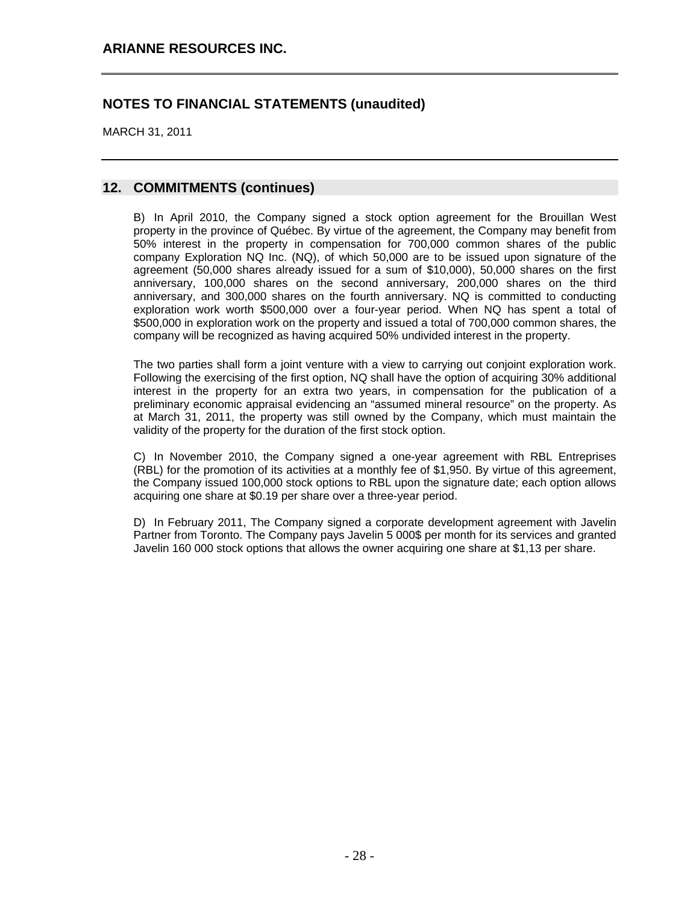## 12. COMMITMENTS (continues)

B) In April 2010, the Company signed a stock option agreement for the Brouillan West property in the province of Québec. By virtue of the agreement, the Company may benefit from 50% interest in the property in compensation for 700,000 common shares of the public company Exploration NQ Inc. (NQ), of which 50,000 are to be issued upon signature of the agreement (50,000 shares already issued for a sum of $10,000), 50,000 shares on the first anniversary, 100,000 shares on the second anniversary, 200,000 shares on the third anniversary, and 300,000 shares on the fourth anniversary. NQ is committed to conducting exploration work worth $500,000 over a four-year period. When NQ has spent a total of $500,000 in exploration work on the property and issued a total of 700,000 common shares, the company will be recognized as having acquired 50% undivided interest in the property.

The two parties shall form a joint venture with a view to carrying out conjoint exploration work. Following the exercising of the first option, NQ shall have the option of acquiring 30% additional interest in the property for an extra two years, in compensation for the publication of a preliminary economic appraisal evidencing an "assumed mineral resource" on the property. As at March 31, 2011, the property was still owned by the Company, which must maintain the validity of the property for the duration of the first stock option.

C) In November 2010, the Company signed a one-year agreement with RBL Entreprises (RBL) for the promotion of its activities at a monthly fee of $1,950. By virtue of this agreement, the Company issued 100,000 stock options to RBL upon the signature date; each option allows acquiring one share at $0.19 per share over a three-year period.

D) In February 2011, The Company signed a corporate development agreement with Javelin Partner from Toronto. The Company pays Javelin 5 000$ per month for its services and granted Javelin 160 000 stock options that allows the owner acquiring one share at $1,13 per share.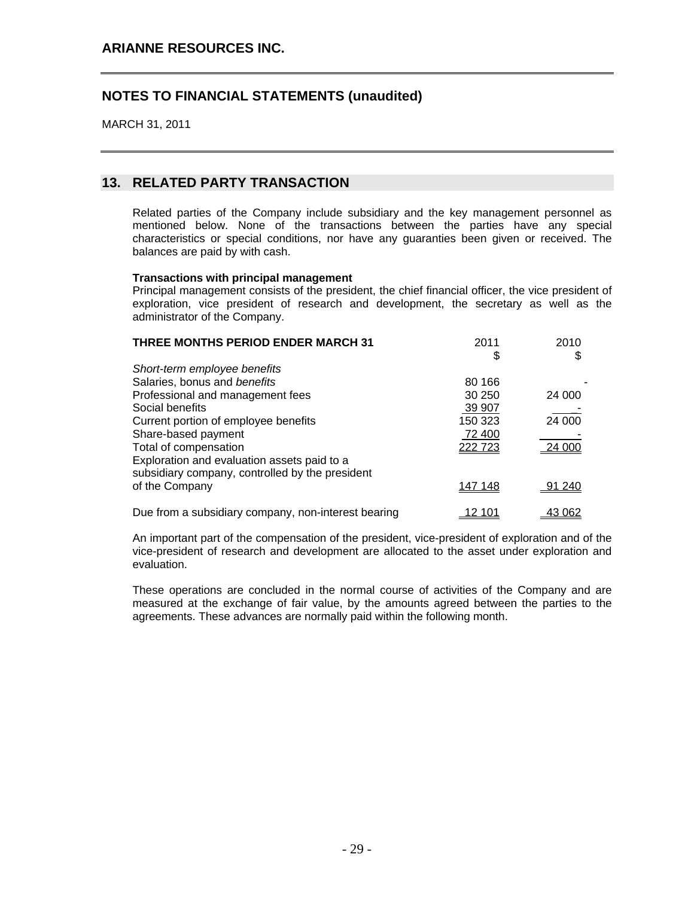## 13. RELATED PARTY TRANSACTION

Related parties of the Company include subsidiary and the key management personnel as mentioned below. None of the transactions between the parties have any special characteristics or special conditions, nor have any guaranties been given or received. The balances are paid by with cash.

**Transactions with principal management**

Principal management consists of the president, the chief financial officer, the vice president of exploration, vice president of research and development, the secretary as well as the administrator of the Company.

| **THREE MONTHS PERIOD ENDER MARCH 31** | 2011<br>\$ | 2010<br>\$ |
|---|---|---|
| *Short-term employee benefits* | | |
| Salaries, bonus and *benefits* | 80 166 | - |
| Professional and management fees | 30 250 | 24 000 |
| Social benefits | 39 907 | - |
| Current portion of employee benefits | 150 323 | 24 000 |
| Share-based payment | 72 400 | - |
| Total of compensation | 222 723 | 24 000 |
| Exploration and evaluation assets paid to a subsidiary company, controlled by the president of the Company | 147 148 | 91 240 |
| Due from a subsidiary company, non-interest bearing | 12 101 | 43 062 |

An important part of the compensation of the president, vice-president of exploration and of the vice-president of research and development are allocated to the asset under exploration and evaluation.

These operations are concluded in the normal course of activities of the Company and are measured at the exchange of fair value, by the amounts agreed between the parties to the agreements. These advances are normally paid within the following month.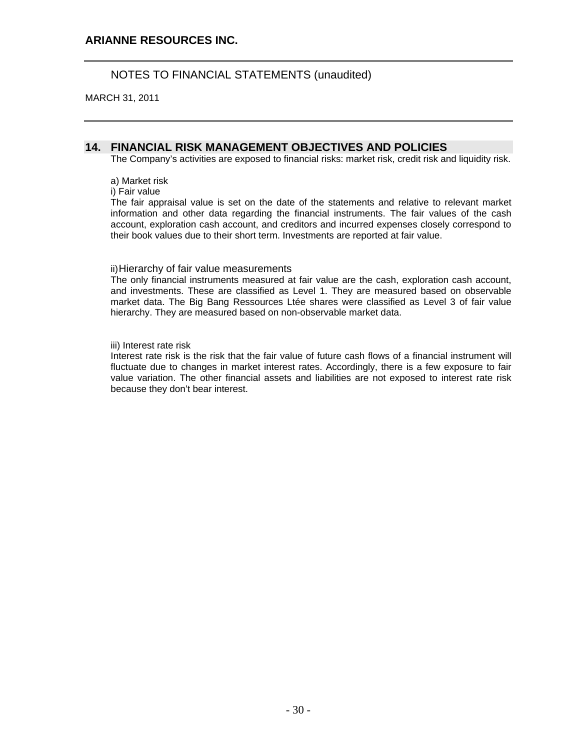## 14. FINANCIAL RISK MANAGEMENT OBJECTIVES AND POLICIES

The Company's activities are exposed to financial risks: market risk, credit risk and liquidity risk.

a) Market risk

i) Fair value

The fair appraisal value is set on the date of the statements and relative to relevant market information and other data regarding the financial instruments. The fair values of the cash account, exploration cash account, and creditors and incurred expenses closely correspond to their book values due to their short term. Investments are reported at fair value.

ii) Hierarchy of fair value measurements

The only financial instruments measured at fair value are the cash, exploration cash account, and investments. These are classified as Level 1. They are measured based on observable market data. The Big Bang Ressources Ltée shares were classified as Level 3 of fair value hierarchy. They are measured based on non-observable market data.

iii) Interest rate risk

Interest rate risk is the risk that the fair value of future cash flows of a financial instrument will fluctuate due to changes in market interest rates. Accordingly, there is a few exposure to fair value variation. The other financial assets and liabilities are not exposed to interest rate risk because they don't bear interest.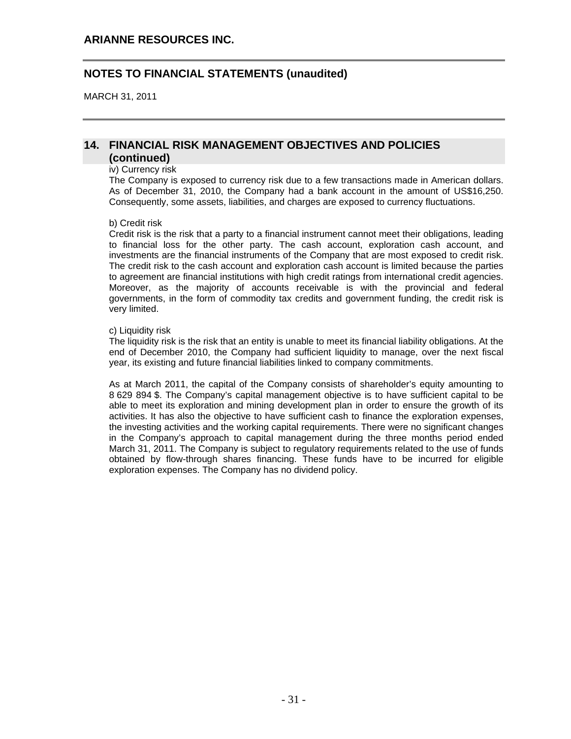## 14. FINANCIAL RISK MANAGEMENT OBJECTIVES AND POLICIES (continued)

iv) Currency risk

The Company is exposed to currency risk due to a few transactions made in American dollars. As of December 31, 2010, the Company had a bank account in the amount of US$16,250. Consequently, some assets, liabilities, and charges are exposed to currency fluctuations.

b) Credit risk

Credit risk is the risk that a party to a financial instrument cannot meet their obligations, leading to financial loss for the other party. The cash account, exploration cash account, and investments are the financial instruments of the Company that are most exposed to credit risk. The credit risk to the cash account and exploration cash account is limited because the parties to agreement are financial institutions with high credit ratings from international credit agencies. Moreover, as the majority of accounts receivable is with the provincial and federal governments, in the form of commodity tax credits and government funding, the credit risk is very limited.

c) Liquidity risk

The liquidity risk is the risk that an entity is unable to meet its financial liability obligations. At the end of December 2010, the Company had sufficient liquidity to manage, over the next fiscal year, its existing and future financial liabilities linked to company commitments.

As at March 2011, the capital of the Company consists of shareholder's equity amounting to 8 629 894 $. The Company's capital management objective is to have sufficient capital to be able to meet its exploration and mining development plan in order to ensure the growth of its activities. It has also the objective to have sufficient cash to finance the exploration expenses, the investing activities and the working capital requirements. There were no significant changes in the Company's approach to capital management during the three months period ended March 31, 2011. The Company is subject to regulatory requirements related to the use of funds obtained by flow-through shares financing. These funds have to be incurred for eligible exploration expenses. The Company has no dividend policy.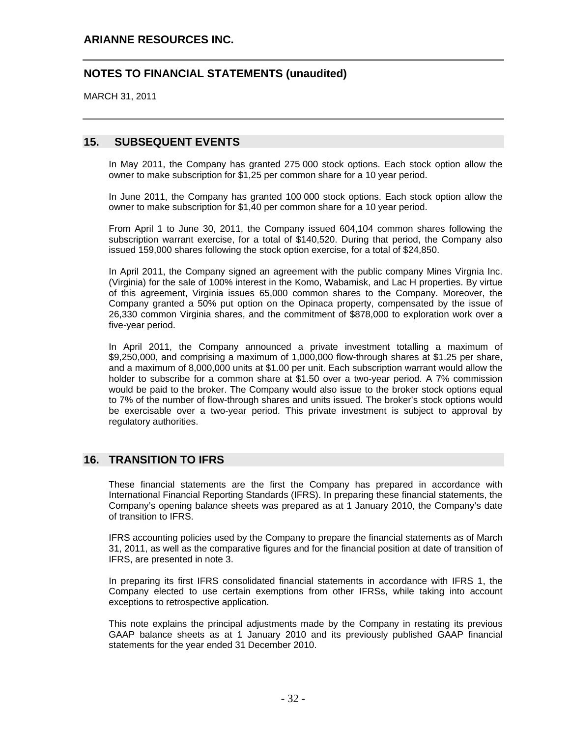## 15. SUBSEQUENT EVENTS

In May 2011, the Company has granted 275 000 stock options. Each stock option allow the owner to make subscription for $1,25 per common share for a 10 year period.

In June 2011, the Company has granted 100 000 stock options. Each stock option allow the owner to make subscription for $1,40 per common share for a 10 year period.

From April 1 to June 30, 2011, the Company issued 604,104 common shares following the subscription warrant exercise, for a total of $140,520. During that period, the Company also issued 159,000 shares following the stock option exercise, for a total of $24,850.

In April 2011, the Company signed an agreement with the public company Mines Virgnia Inc. (Virginia) for the sale of 100% interest in the Komo, Wabamisk, and Lac H properties. By virtue of this agreement, Virginia issues 65,000 common shares to the Company. Moreover, the Company granted a 50% put option on the Opinaca property, compensated by the issue of 26,330 common Virginia shares, and the commitment of $878,000 to exploration work over a five-year period.

In April 2011, the Company announced a private investment totalling a maximum of $9,250,000, and comprising a maximum of 1,000,000 flow-through shares at $1.25 per share, and a maximum of 8,000,000 units at $1.00 per unit. Each subscription warrant would allow the holder to subscribe for a common share at $1.50 over a two-year period. A 7% commission would be paid to the broker. The Company would also issue to the broker stock options equal to 7% of the number of flow-through shares and units issued. The broker's stock options would be exercisable over a two-year period. This private investment is subject to approval by regulatory authorities.

## 16. TRANSITION TO IFRS

These financial statements are the first the Company has prepared in accordance with International Financial Reporting Standards (IFRS). In preparing these financial statements, the Company's opening balance sheets was prepared as at 1 January 2010, the Company's date of transition to IFRS.

IFRS accounting policies used by the Company to prepare the financial statements as of March 31, 2011, as well as the comparative figures and for the financial position at date of transition of IFRS, are presented in note 3.

In preparing its first IFRS consolidated financial statements in accordance with IFRS 1, the Company elected to use certain exemptions from other IFRSs, while taking into account exceptions to retrospective application.

This note explains the principal adjustments made by the Company in restating its previous GAAP balance sheets as at 1 January 2010 and its previously published GAAP financial statements for the year ended 31 December 2010.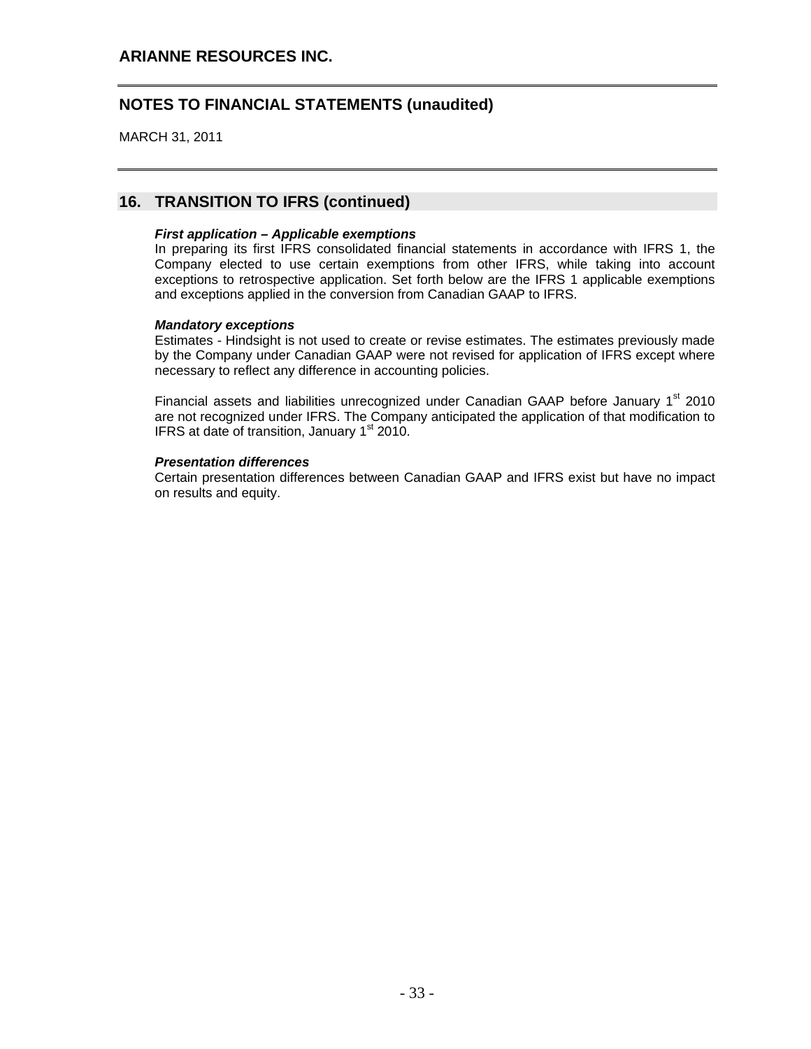## 16. TRANSITION TO IFRS (continued)

***First application – Applicable exemptions***

In preparing its first IFRS consolidated financial statements in accordance with IFRS 1, the Company elected to use certain exemptions from other IFRS, while taking into account exceptions to retrospective application. Set forth below are the IFRS 1 applicable exemptions and exceptions applied in the conversion from Canadian GAAP to IFRS.

***Mandatory exceptions***

Estimates - Hindsight is not used to create or revise estimates. The estimates previously made by the Company under Canadian GAAP were not revised for application of IFRS except where necessary to reflect any difference in accounting policies.

Financial assets and liabilities unrecognized under Canadian GAAP before January 1st 2010 are not recognized under IFRS. The Company anticipated the application of that modification to IFRS at date of transition, January 1st 2010.

***Presentation differences***

Certain presentation differences between Canadian GAAP and IFRS exist but have no impact on results and equity.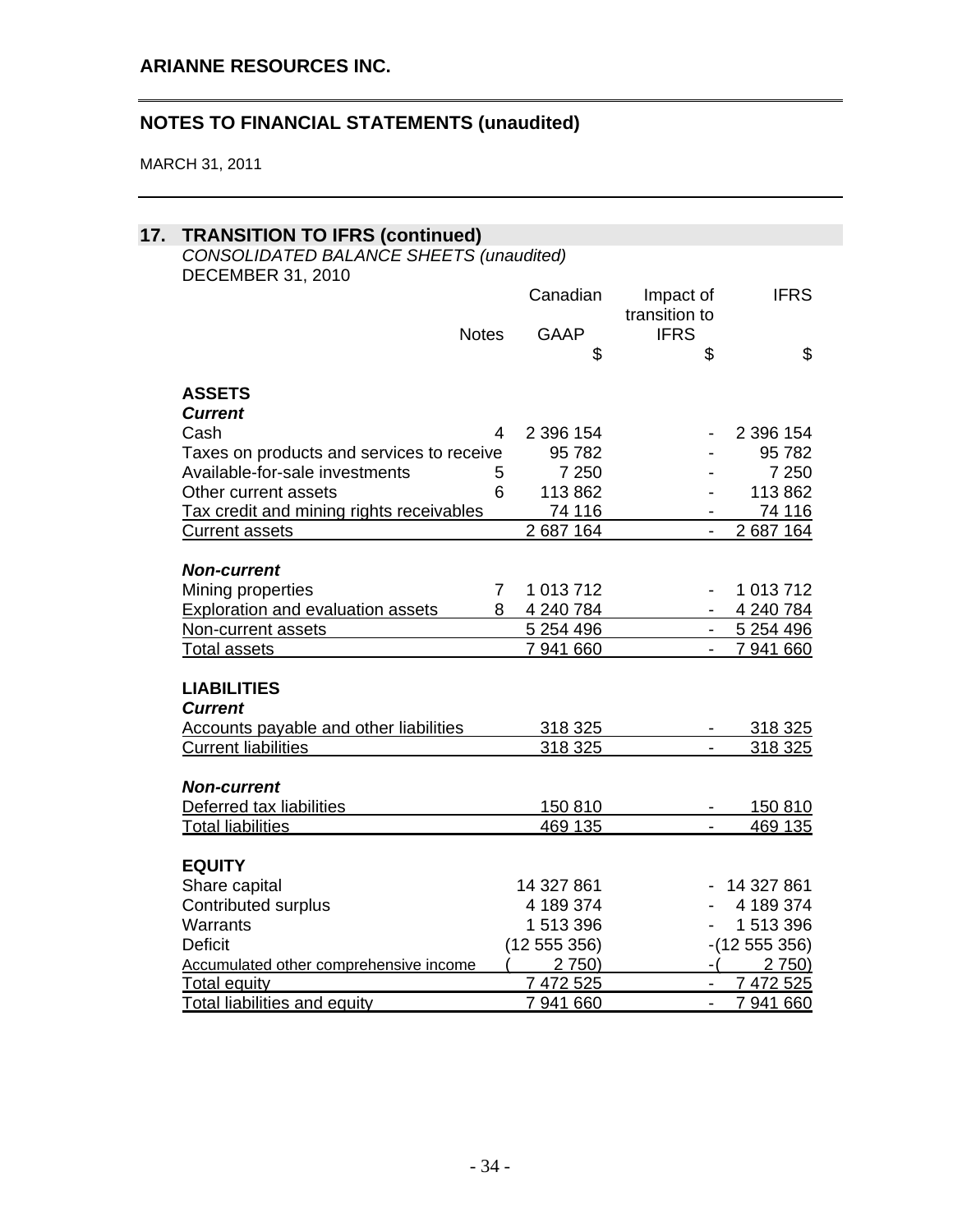## 17. TRANSITION TO IFRS (continued)

*CONSOLIDATED BALANCE SHEETS (unaudited)*
DECEMBER 31, 2010

| | Notes | Canadian GAAP | Impact of transition to IFRS | IFRS |
|---|---|---|---|---|
| | | $ | $ | $ |
| **ASSETS** | | | | |
| ***Current*** | | | | |
| Cash | 4 | 2 396 154 | - | 2 396 154 |
| Taxes on products and services to receive | | 95 782 | - | 95 782 |
| Available-for-sale investments | 5 | 7 250 | - | 7 250 |
| Other current assets | 6 | 113 862 | - | 113 862 |
| Tax credit and mining rights receivables | | 74 116 | - | 74 116 |
| Current assets | | 2 687 164 | - | 2 687 164 |
| ***Non-current*** | | | | |
| Mining properties | 7 | 1 013 712 | - | 1 013 712 |
| Exploration and evaluation assets | 8 | 4 240 784 | - | 4 240 784 |
| Non-current assets | | 5 254 496 | - | 5 254 496 |
| Total assets | | 7 941 660 | - | 7 941 660 |
| **LIABILITIES** | | | | |
| ***Current*** | | | | |
| Accounts payable and other liabilities | | 318 325 | - | 318 325 |
| Current liabilities | | 318 325 | - | 318 325 |
| ***Non-current*** | | | | |
| Deferred tax liabilities | | 150 810 | - | 150 810 |
| Total liabilities | | 469 135 | - | 469 135 |
| **EQUITY** | | | | |
| Share capital | | 14 327 861 | - | 14 327 861 |
| Contributed surplus | | 4 189 374 | - | 4 189 374 |
| Warrants | | 1 513 396 | - | 1 513 396 |
| Deficit | | (12 555 356) | - | (12 555 356) |
| Accumulated other comprehensive income | | ( 2 750) | - | ( 2 750) |
| Total equity | | 7 472 525 | - | 7 472 525 |
| Total liabilities and equity | | 7 941 660 | - | 7 941 660 |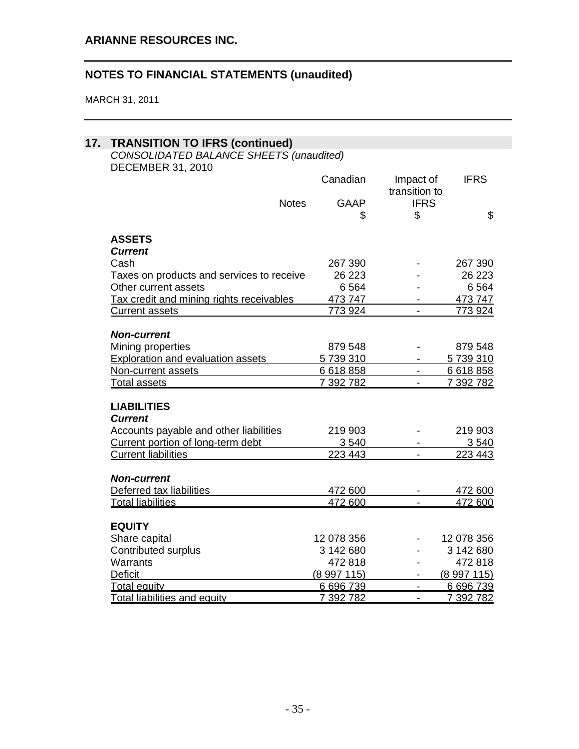**ARIANNE RESOURCES INC.**

**NOTES TO FINANCIAL STATEMENTS (unaudited)**

MARCH 31, 2011

## 17. TRANSITION TO IFRS (continued)

*CONSOLIDATED BALANCE SHEETS (unaudited)*
DECEMBER 31, 2010

| | Notes | Canadian GAAP $ | Impact of transition to IFRS $ | IFRS $ |
|---|---|---|---|---|
| **ASSETS** | | | | |
| ***Current*** | | | | |
| Cash | | 267 390 | - | 267 390 |
| Taxes on products and services to receive | | 26 223 | - | 26 223 |
| Other current assets | | 6 564 | - | 6 564 |
| Tax credit and mining rights receivables | | 473 747 | - | 473 747 |
| Current assets | | 773 924 | - | 773 924 |
| ***Non-current*** | | | | |
| Mining properties | | 879 548 | - | 879 548 |
| Exploration and evaluation assets | | 5 739 310 | - | 5 739 310 |
| Non-current assets | | 6 618 858 | - | 6 618 858 |
| Total assets | | 7 392 782 | - | 7 392 782 |
| **LIABILITIES** | | | | |
| ***Current*** | | | | |
| Accounts payable and other liabilities | | 219 903 | - | 219 903 |
| Current portion of long-term debt | | 3 540 | - | 3 540 |
| Current liabilities | | 223 443 | - | 223 443 |
| ***Non-current*** | | | | |
| Deferred tax liabilities | | 472 600 | - | 472 600 |
| Total liabilities | | 472 600 | - | 472 600 |
| **EQUITY** | | | | |
| Share capital | | 12 078 356 | - | 12 078 356 |
| Contributed surplus | | 3 142 680 | - | 3 142 680 |
| Warrants | | 472 818 | - | 472 818 |
| Deficit | | (8 997 115) | - | (8 997 115) |
| Total equity | | 6 696 739 | - | 6 696 739 |
| Total liabilities and equity | | 7 392 782 | - | 7 392 782 |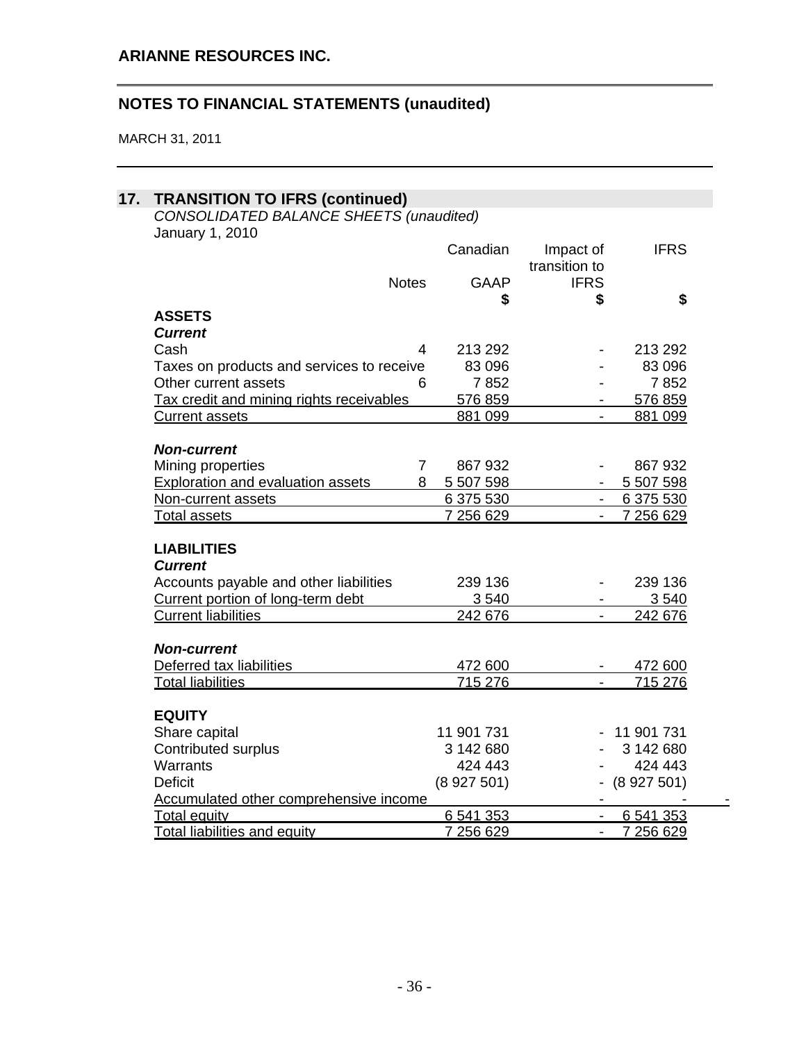ARIANNE RESOURCES INC.

## NOTES TO FINANCIAL STATEMENTS (unaudited)

MARCH 31, 2011

## 17. TRANSITION TO IFRS (continued)

*CONSOLIDATED BALANCE SHEETS (unaudited)*

January 1, 2010

| | Notes | Canadian GAAP | Impact of transition to IFRS | IFRS |
|---|---|---|---|---|
| | | $ | $ | $ |
| **ASSETS** | | | | |
| ***Current*** | | | | |
| Cash | 4 | 213 292 | - | 213 292 |
| Taxes on products and services to receive | | 83 096 | - | 83 096 |
| Other current assets | 6 | 7 852 | - | 7 852 |
| Tax credit and mining rights receivables | | 576 859 | - | 576 859 |
| Current assets | | 881 099 | - | 881 099 |
| ***Non-current*** | | | | |
| Mining properties | 7 | 867 932 | - | 867 932 |
| Exploration and evaluation assets | 8 | 5 507 598 | - | 5 507 598 |
| Non-current assets | | 6 375 530 | - | 6 375 530 |
| Total assets | | 7 256 629 | - | 7 256 629 |
| **LIABILITIES** | | | | |
| ***Current*** | | | | |
| Accounts payable and other liabilities | | 239 136 | - | 239 136 |
| Current portion of long-term debt | | 3 540 | - | 3 540 |
| Current liabilities | | 242 676 | - | 242 676 |
| ***Non-current*** | | | | |
| Deferred tax liabilities | | 472 600 | - | 472 600 |
| Total liabilities | | 715 276 | - | 715 276 |
| **EQUITY** | | | | |
| Share capital | | 11 901 731 | - | 11 901 731 |
| Contributed surplus | | 3 142 680 | - | 3 142 680 |
| Warrants | | 424 443 | - | 424 443 |
| Deficit | | (8 927 501) | - | (8 927 501) |
| Accumulated other comprehensive income | | - | - | - |
| Total equity | | 6 541 353 | - | 6 541 353 |
| Total liabilities and equity | | 7 256 629 | - | 7 256 629 |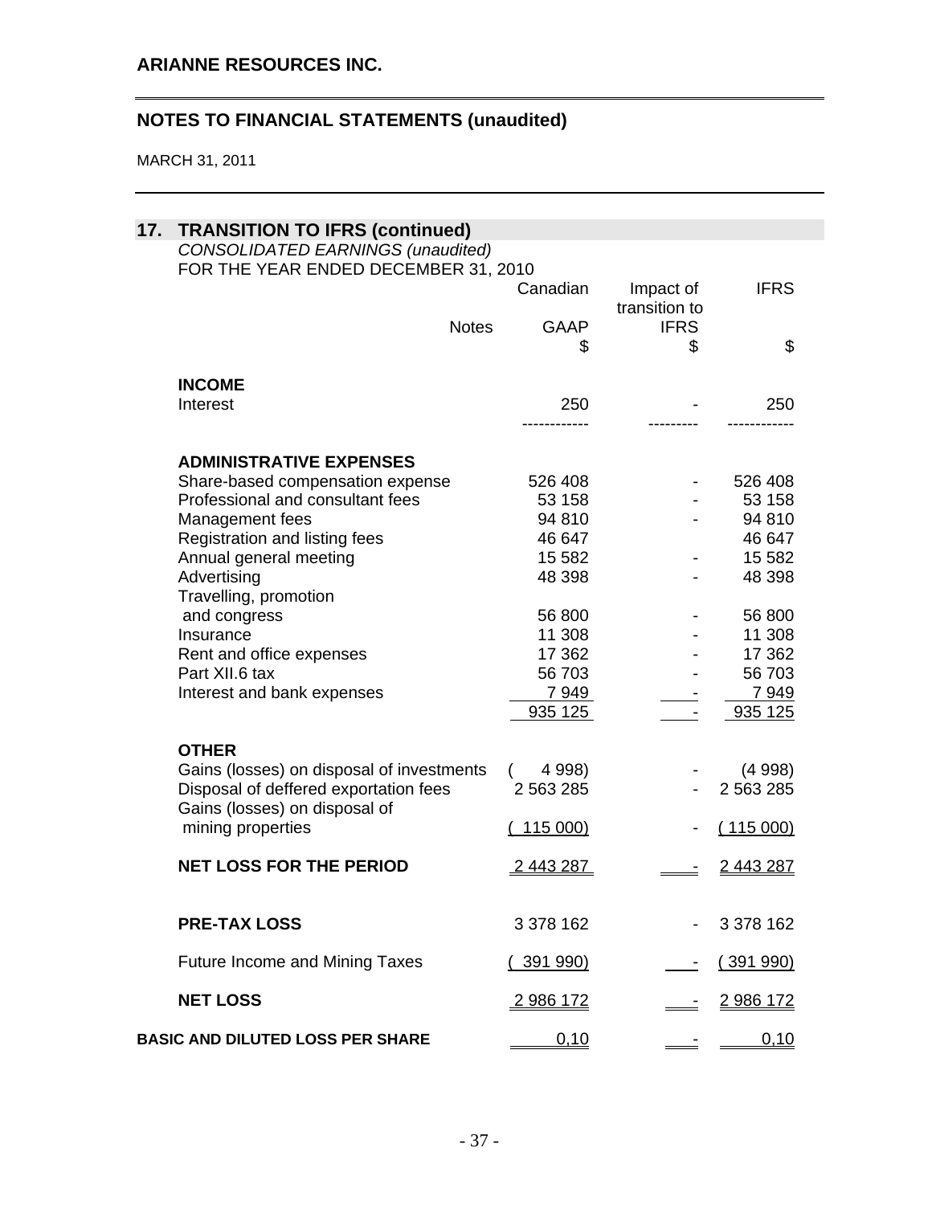## ARIANNE RESOURCES INC.

## NOTES TO FINANCIAL STATEMENTS (unaudited)

MARCH 31, 2011

### 17. TRANSITION TO IFRS (continued)

*CONSOLIDATED EARNINGS (unaudited)*

FOR THE YEAR ENDED DECEMBER 31, 2010

| | Notes | Canadian GAAP $ | Impact of transition to IFRS $ | IFRS $ |
|---|---|---|---|---|
| **INCOME** | | | | |
| Interest | | 250 | - | 250 |
| **ADMINISTRATIVE EXPENSES** | | | | |
| Share-based compensation expense | | 526 408 | - | 526 408 |
| Professional and consultant fees | | 53 158 | - | 53 158 |
| Management fees | | 94 810 | - | 94 810 |
| Registration and listing fees | | 46 647 | | 46 647 |
| Annual general meeting | | 15 582 | - | 15 582 |
| Advertising | | 48 398 | - | 48 398 |
| Travelling, promotion and congress | | 56 800 | - | 56 800 |
| Insurance | | 11 308 | - | 11 308 |
| Rent and office expenses | | 17 362 | - | 17 362 |
| Part XII.6 tax | | 56 703 | - | 56 703 |
| Interest and bank expenses | | 7 949 | - | 7 949 |
| | | 935 125 | - | 935 125 |
| **OTHER** | | | | |
| Gains (losses) on disposal of investments | | ( 4 998) | - | (4 998) |
| Disposal of deffered exportation fees | | 2 563 285 | - | 2 563 285 |
| Gains (losses) on disposal of mining properties | | ( 115 000) | - | ( 115 000) |
| **NET LOSS FOR THE PERIOD** | | 2 443 287 | - | 2 443 287 |
| **PRE-TAX LOSS** | | 3 378 162 | - | 3 378 162 |
| Future Income and Mining Taxes | | ( 391 990) | - | ( 391 990) |
| **NET LOSS** | | 2 986 172 | - | 2 986 172 |
| **BASIC AND DILUTED LOSS PER SHARE** | | 0,10 | - | 0,10 |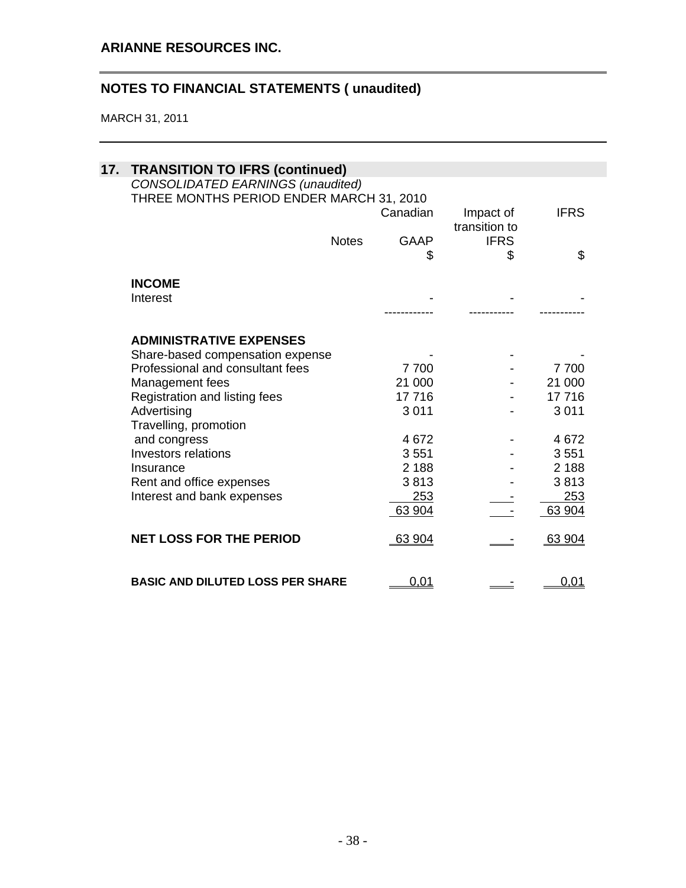## ARIANNE RESOURCES INC.

## NOTES TO FINANCIAL STATEMENTS ( unaudited)

MARCH 31, 2011

### 17. TRANSITION TO IFRS (continued)

*CONSOLIDATED EARNINGS (unaudited)*

THREE MONTHS PERIOD ENDER MARCH 31, 2010

| | Notes | Canadian GAAP<br>$ | Impact of transition to IFRS<br>$ | IFRS<br>$ |
|---|---|---|---|---|
| **INCOME** | | | | |
| Interest | | - | - | - |
| | | | | |
| **ADMINISTRATIVE EXPENSES** | | | | |
| Share-based compensation expense | | - | - | - |
| Professional and consultant fees | | 7 700 | - | 7 700 |
| Management fees | | 21 000 | - | 21 000 |
| Registration and listing fees | | 17 716 | - | 17 716 |
| Advertising | | 3 011 | - | 3 011 |
| Travelling, promotion and congress | | 4 672 | - | 4 672 |
| Investors relations | | 3 551 | - | 3 551 |
| Insurance | | 2 188 | - | 2 188 |
| Rent and office expenses | | 3 813 | - | 3 813 |
| Interest and bank expenses | | 253 | - | 253 |
| | | 63 904 | - | 63 904 |
| **NET LOSS FOR THE PERIOD** | | 63 904 | - | 63 904 |
| **BASIC AND DILUTED LOSS PER SHARE** | | 0,01 | - | 0,01 |